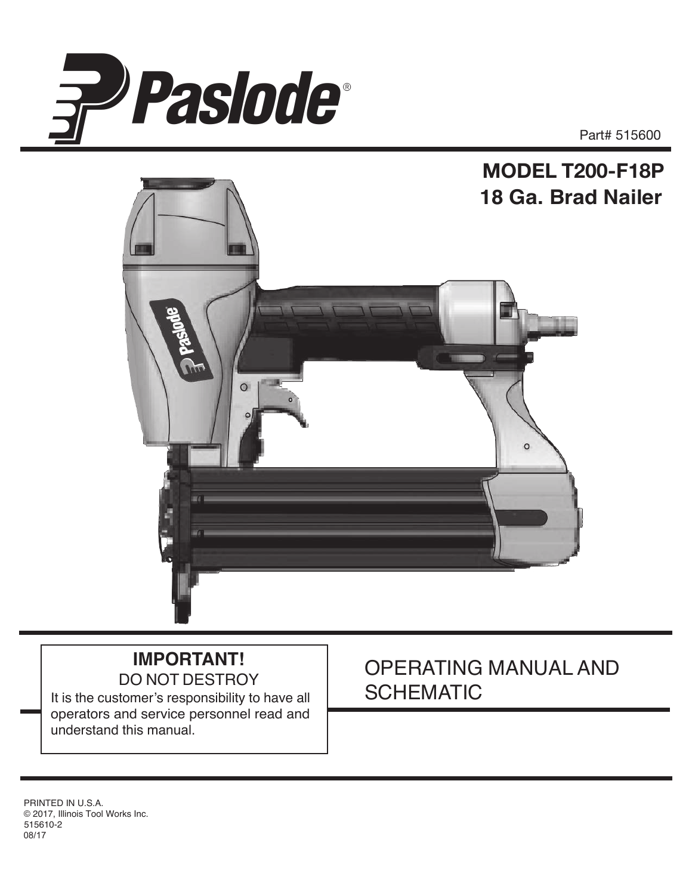Paslode®

Part# 515600

# MODEL T200-F18P
## 18 Ga. Brad Nailer

**IMPORTANT!**
DO NOT DESTROY
It is the customer's responsibility to have all operators and service personnel read and understand this manual.

# OPERATING MANUAL AND SCHEMATIC

PRINTED IN U.S.A.
© 2017, Illinois Tool Works Inc.
515610-2
08/17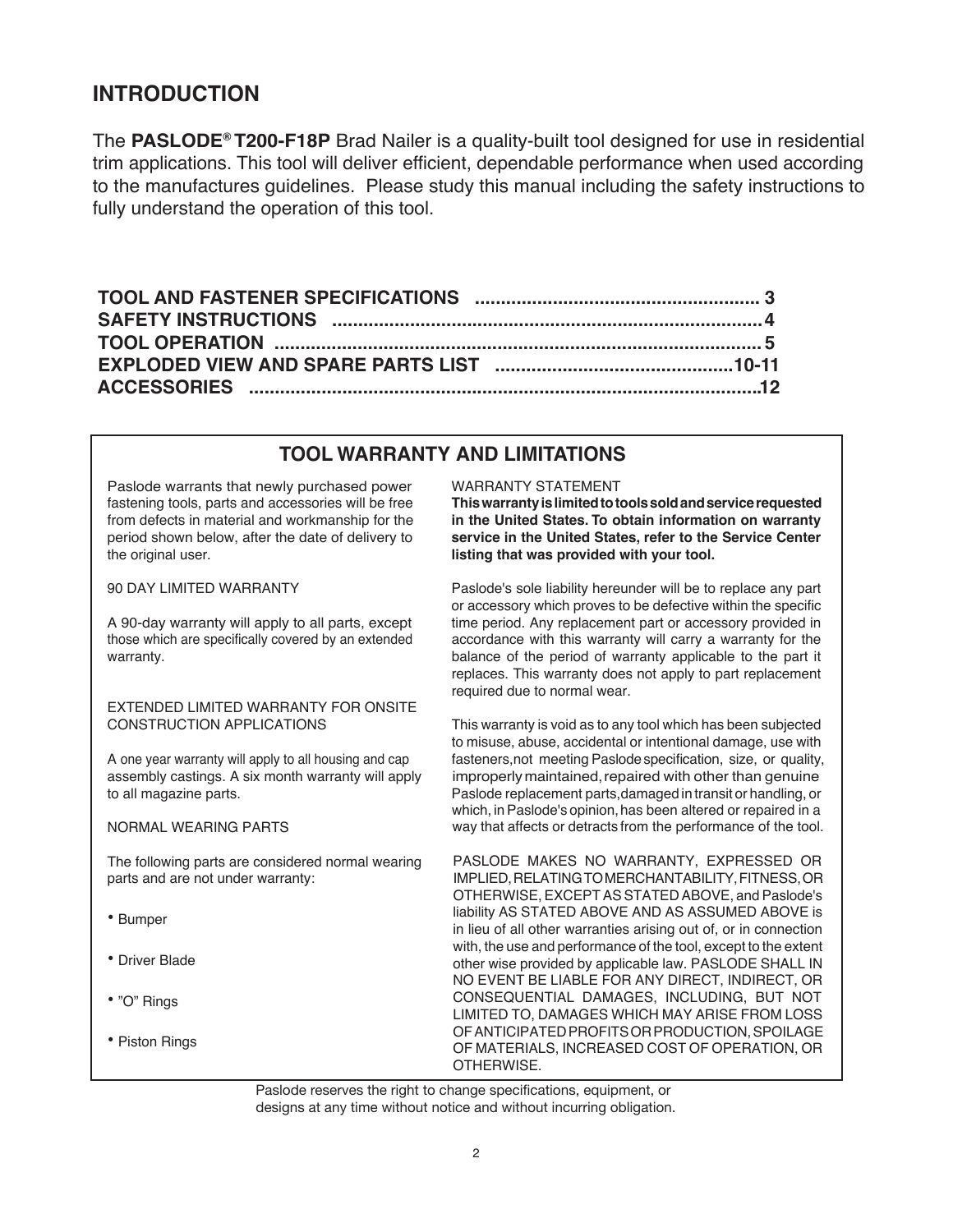## INTRODUCTION

The **PASLODE® T200-F18P** Brad Nailer is a quality-built tool designed for use in residential trim applications. This tool will deliver efficient, dependable performance when used according to the manufactures guidelines. Please study this manual including the safety instructions to fully understand the operation of this tool.

**TOOL AND FASTENER SPECIFICATIONS .................................................... 3**
**SAFETY INSTRUCTIONS ................................................................................ 4**
**TOOL OPERATION .......................................................................................... 5**
**EXPLODED VIEW AND SPARE PARTS LIST ............................................. 10-11**
**ACCESSORIES ................................................................................................ 12**

## TOOL WARRANTY AND LIMITATIONS

Paslode warrants that newly purchased power fastening tools, parts and accessories will be free from defects in material and workmanship for the period shown below, after the date of delivery to the original user.

90 DAY LIMITED WARRANTY

A 90-day warranty will apply to all parts, except those which are specifically covered by an extended warranty.

EXTENDED LIMITED WARRANTY FOR ONSITE CONSTRUCTION APPLICATIONS

A one year warranty will apply to all housing and cap assembly castings. A six month warranty will apply to all magazine parts.

NORMAL WEARING PARTS

The following parts are considered normal wearing parts and are not under warranty:

- Bumper
- Driver Blade
- "O" Rings
- Piston Rings

WARRANTY STATEMENT

**This warranty is limited to tools sold and service requested in the United States. To obtain information on warranty service in the United States, refer to the Service Center listing that was provided with your tool.**

Paslode's sole liability hereunder will be to replace any part or accessory which proves to be defective within the specific time period. Any replacement part or accessory provided in accordance with this warranty will carry a warranty for the balance of the period of warranty applicable to the part it replaces. This warranty does not apply to part replacement required due to normal wear.

This warranty is void as to any tool which has been subjected to misuse, abuse, accidental or intentional damage, use with fasteners,not meeting Paslode specification, size, or quality, improperly maintained, repaired with other than genuine Paslode replacement parts,damaged in transit or handling, or which, in Paslode's opinion, has been altered or repaired in a way that affects or detracts from the performance of the tool.

PASLODE MAKES NO WARRANTY, EXPRESSED OR IMPLIED, RELATING TO MERCHANTABILITY, FITNESS, OR OTHERWISE, EXCEPT AS STATED ABOVE, and Paslode's liability AS STATED ABOVE AND AS ASSUMED ABOVE is in lieu of all other warranties arising out of, or in connection with, the use and performance of the tool, except to the extent other wise provided by applicable law. PASLODE SHALL IN NO EVENT BE LIABLE FOR ANY DIRECT, INDIRECT, OR CONSEQUENTIAL DAMAGES, INCLUDING, BUT NOT LIMITED TO, DAMAGES WHICH MAY ARISE FROM LOSS OF ANTICIPATED PROFITS OR PRODUCTION, SPOILAGE OF MATERIALS, INCREASED COST OF OPERATION, OR OTHERWISE.

Paslode reserves the right to change specifications, equipment, or designs at any time without notice and without incurring obligation.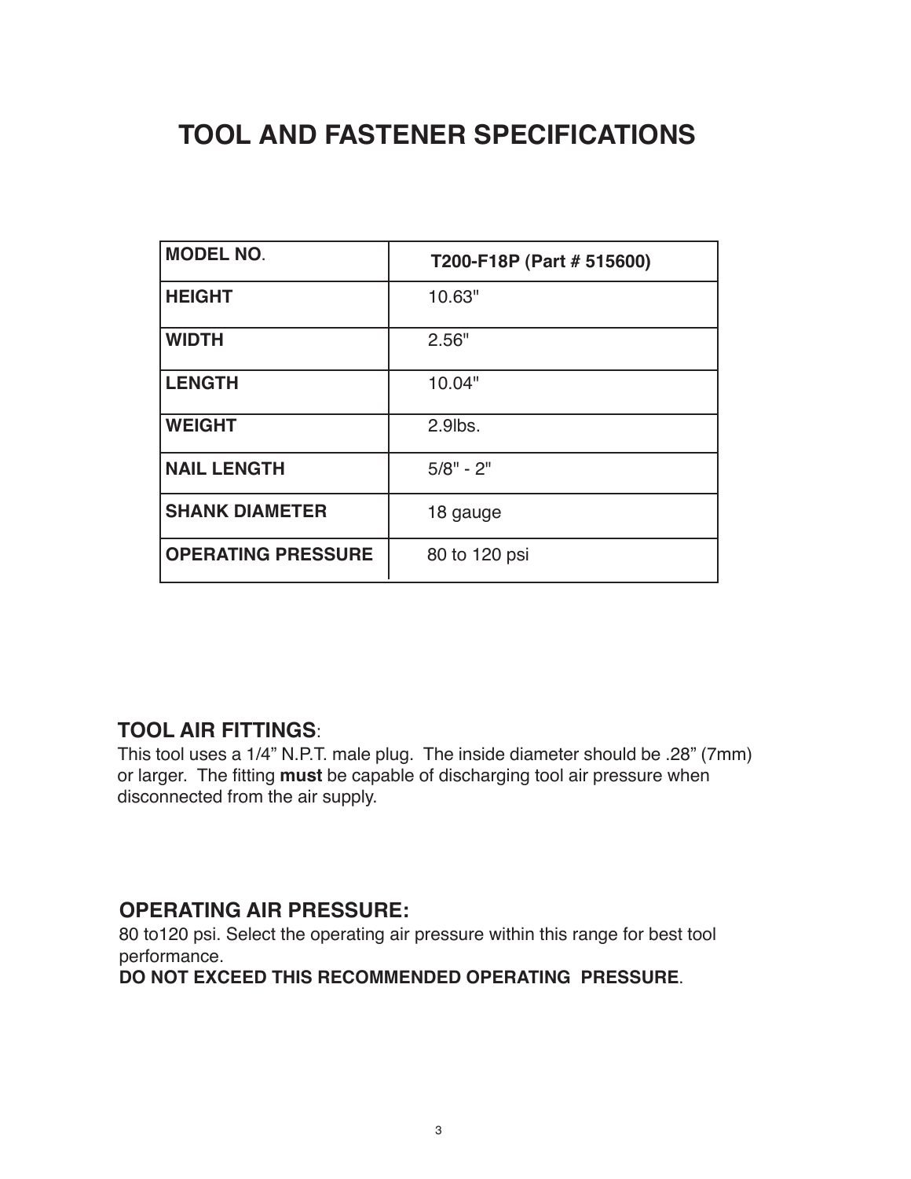# TOOL AND FASTENER SPECIFICATIONS

| **MODEL NO.** | **T200-F18P (Part # 515600)** |
|---|---|
| **HEIGHT** | 10.63" |
| **WIDTH** | 2.56" |
| **LENGTH** | 10.04" |
| **WEIGHT** | 2.9lbs. |
| **NAIL LENGTH** | 5/8" - 2" |
| **SHANK DIAMETER** | 18 gauge |
| **OPERATING PRESSURE** | 80 to 120 psi |

## TOOL AIR FITTINGS:

This tool uses a 1/4" N.P.T. male plug. The inside diameter should be .28" (7mm) or larger. The fitting **must** be capable of discharging tool air pressure when disconnected from the air supply.

## OPERATING AIR PRESSURE:

80 to120 psi. Select the operating air pressure within this range for best tool performance.

**DO NOT EXCEED THIS RECOMMENDED OPERATING PRESSURE**.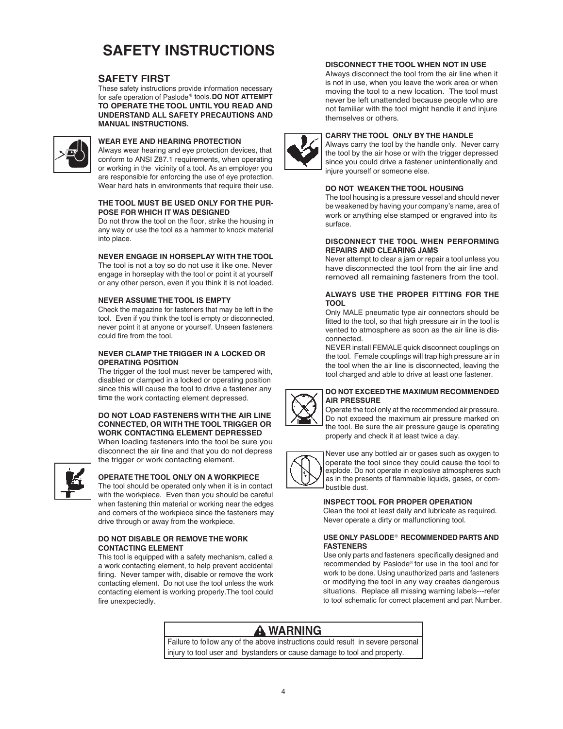# SAFETY INSTRUCTIONS

## SAFETY FIRST

These safety instructions provide information necessary for safe operation of Paslode® tools. **DO NOT ATTEMPT TO OPERATE THE TOOL UNTIL YOU READ AND UNDERSTAND ALL SAFETY PRECAUTIONS AND MANUAL INSTRUCTIONS.**

**WEAR EYE AND HEARING PROTECTION**

Always wear hearing and eye protection devices, that conform to ANSI Z87.1 requirements, when operating or working in the vicinity of a tool. As an employer you are responsible for enforcing the use of eye protection. Wear hard hats in environments that require their use.

**THE TOOL MUST BE USED ONLY FOR THE PURPOSE FOR WHICH IT WAS DESIGNED**

Do not throw the tool on the floor, strike the housing in any way or use the tool as a hammer to knock material into place.

**NEVER ENGAGE IN HORSEPLAY WITH THE TOOL**

The tool is not a toy so do not use it like one. Never engage in horseplay with the tool or point it at yourself or any other person, even if you think it is not loaded.

**NEVER ASSUME THE TOOL IS EMPTY**

Check the magazine for fasteners that may be left in the tool. Even if you think the tool is empty or disconnected, never point it at anyone or yourself. Unseen fasteners could fire from the tool.

**NEVER CLAMP THE TRIGGER IN A LOCKED OR OPERATING POSITION**

The trigger of the tool must never be tampered with, disabled or clamped in a locked or operating position since this will cause the tool to drive a fastener any time the work contacting element depressed.

**DO NOT LOAD FASTENERS WITH THE AIR LINE CONNECTED, OR WITH THE TOOL TRIGGER OR WORK CONTACTING ELEMENT DEPRESSED**

When loading fasteners into the tool be sure you disconnect the air line and that you do not depress the trigger or work contacting element.

**OPERATE THE TOOL ONLY ON A WORKPIECE**

The tool should be operated only when it is in contact with the workpiece. Even then you should be careful when fastening thin material or working near the edges and corners of the workpiece since the fasteners may drive through or away from the workpiece.

**DO NOT DISABLE OR REMOVE THE WORK CONTACTING ELEMENT**

This tool is equipped with a safety mechanism, called a a work contacting element, to help prevent accidental firing. Never tamper with, disable or remove the work contacting element. Do not use the tool unless the work contacting element is working properly.The tool could fire unexpectedly.

**DISCONNECT THE TOOL WHEN NOT IN USE**

Always disconnect the tool from the air line when it is not in use, when you leave the work area or when moving the tool to a new location. The tool must never be left unattended because people who are not familiar with the tool might handle it and injure themselves or others.

**CARRY THE TOOL ONLY BY THE HANDLE**

Always carry the tool by the handle only. Never carry the tool by the air hose or with the trigger depressed since you could drive a fastener unintentionally and injure yourself or someone else.

**DO NOT WEAKEN THE TOOL HOUSING**

The tool housing is a pressure vessel and should never be weakened by having your company's name, area of work or anything else stamped or engraved into its surface.

**DISCONNECT THE TOOL WHEN PERFORMING REPAIRS AND CLEARING JAMS**

Never attempt to clear a jam or repair a tool unless you have disconnected the tool from the air line and removed all remaining fasteners from the tool.

**ALWAYS USE THE PROPER FITTING FOR THE TOOL**

Only MALE pneumatic type air connectors should be fitted to the tool, so that high pressure air in the tool is vented to atmosphere as soon as the air line is disconnected.

NEVER install FEMALE quick disconnect couplings on the tool. Female couplings will trap high pressure air in the tool when the air line is disconnected, leaving the tool charged and able to drive at least one fastener.

**DO NOT EXCEED THE MAXIMUM RECOMMENDED AIR PRESSURE**

Operate the tool only at the recommended air pressure. Do not exceed the maximum air pressure marked on the tool. Be sure the air pressure gauge is operating properly and check it at least twice a day.

Never use any bottled air or gases such as oxygen to operate the tool since they could cause the tool to explode. Do not operate in explosive atmospheres such as in the presents of flammable liquids, gases, or combustible dust.

**INSPECT TOOL FOR PROPER OPERATION**

Clean the tool at least daily and lubricate as required. Never operate a dirty or malfunctioning tool.

**USE ONLY PASLODE® RECOMMENDED PARTS AND FASTENERS**

Use only parts and fasteners specifically designed and recommended by Paslode® for use in the tool and for work to be done. Using unauthorized parts and fasteners or modifying the tool in any way creates dangerous situations. Replace all missing warning labels---refer to tool schematic for correct placement and part Number.

**⚠ WARNING**

Failure to follow any of the above instructions could result in severe personal injury to tool user and bystanders or cause damage to tool and property.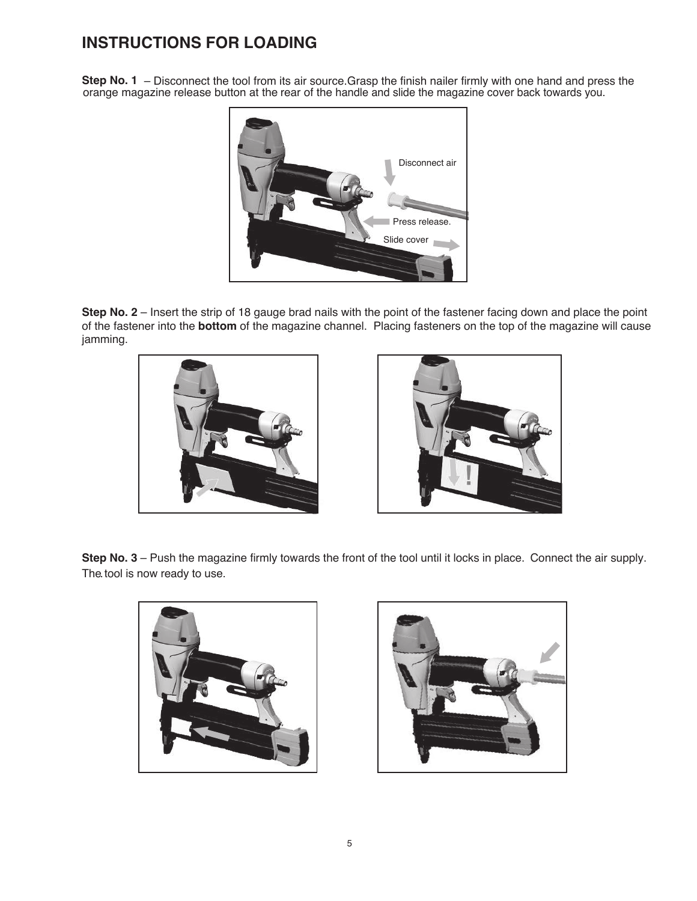# INSTRUCTIONS FOR LOADING

**Step No. 1** – Disconnect the tool from its air source.Grasp the finish nailer firmly with one hand and press the orange magazine release button at the rear of the handle and slide the magazine cover back towards you.

Disconnect air

Press release.

Slide cover

**Step No. 2** – Insert the strip of 18 gauge brad nails with the point of the fastener facing down and place the point of the fastener into the **bottom** of the magazine channel. Placing fasteners on the top of the magazine will cause jamming.

**Step No. 3** – Push the magazine firmly towards the front of the tool until it locks in place. Connect the air supply. The. tool is now ready to use.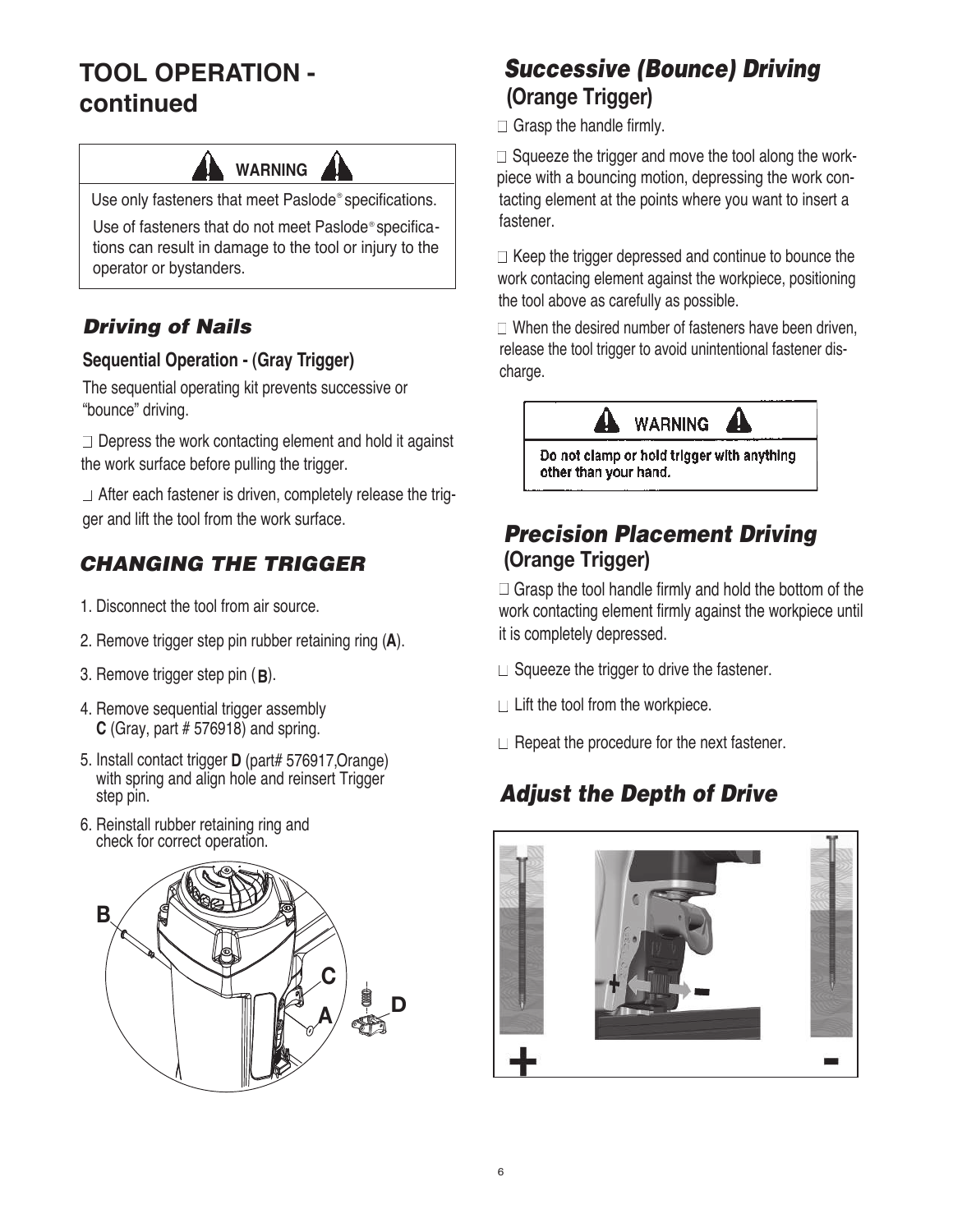# TOOL OPERATION - continued

> **WARNING**
>
> Use only fasteners that meet Paslode® specifications.
>
> Use of fasteners that do not meet Paslode® specifications can result in damage to the tool or injury to the operator or bystanders.

## *Driving of Nails*

### Sequential Operation - (Gray Trigger)

The sequential operating kit prevents successive or "bounce" driving.

- Depress the work contacting element and hold it against the work surface before pulling the trigger.
- After each fastener is driven, completely release the trigger and lift the tool from the work surface.

## *CHANGING THE TRIGGER*

1. Disconnect the tool from air source.
2. Remove trigger step pin rubber retaining ring (**A**).
3. Remove trigger step pin (**B**).
4. Remove sequential trigger assembly **C** (Gray, part # 576918) and spring.
5. Install contact trigger **D** (part# 576917,Orange) with spring and align hole and reinsert Trigger step pin.
6. Reinstall rubber retaining ring and check for correct operation.

B C A D

## *Successive (Bounce) Driving*

### (Orange Trigger)

- Grasp the handle firmly.
- Squeeze the trigger and move the tool along the workpiece with a bouncing motion, depressing the work contacting element at the points where you want to insert a fastener.
- Keep the trigger depressed and continue to bounce the work contacing element against the workpiece, positioning the tool above as carefully as possible.
- When the desired number of fasteners have been driven, release the tool trigger to avoid unintentional fastener discharge.

> **WARNING**
>
> Do not clamp or hold trigger with anything other than your hand.

## *Precision Placement Driving*

### (Orange Trigger)

- Grasp the tool handle firmly and hold the bottom of the work contacting element firmly against the workpiece until it is completely depressed.
- Squeeze the trigger to drive the fastener.
- Lift the tool from the workpiece.
- Repeat the procedure for the next fastener.

## *Adjust the Depth of Drive*

\+ -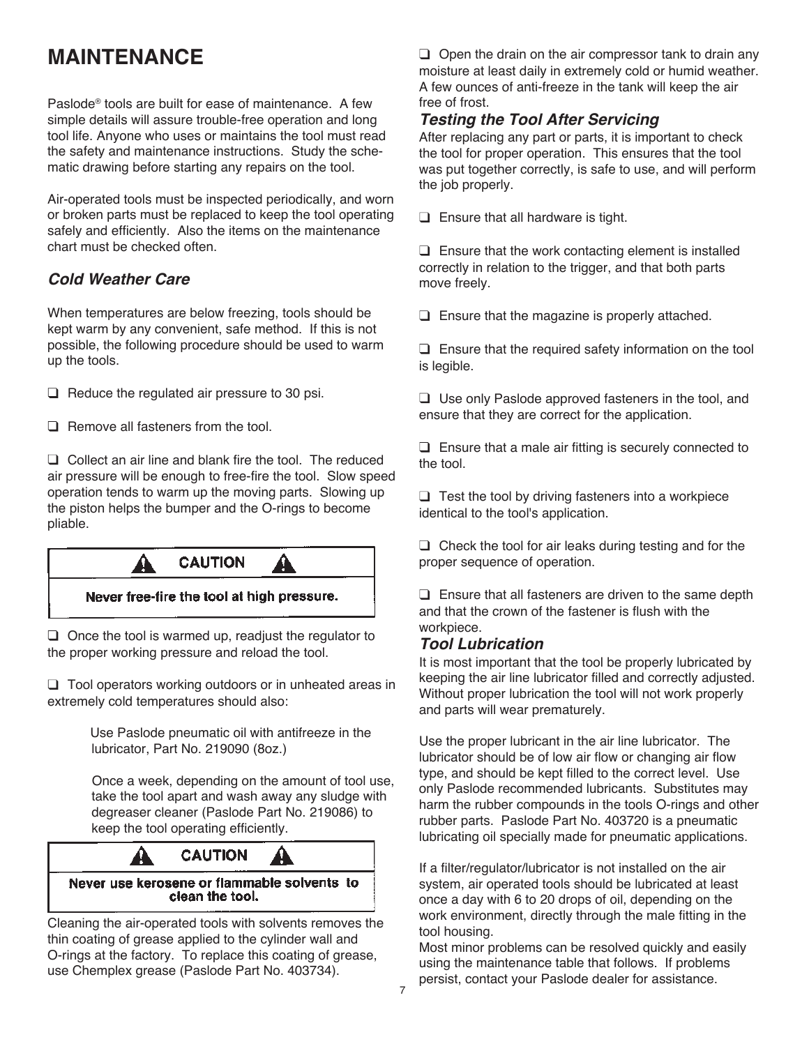# MAINTENANCE

Paslode® tools are built for ease of maintenance. A few simple details will assure trouble-free operation and long tool life. Anyone who uses or maintains the tool must read the safety and maintenance instructions. Study the schematic drawing before starting any repairs on the tool.

Air-operated tools must be inspected periodically, and worn or broken parts must be replaced to keep the tool operating safely and efficiently. Also the items on the maintenance chart must be checked often.

## *Cold Weather Care*

When temperatures are below freezing, tools should be kept warm by any convenient, safe method. If this is not possible, the following procedure should be used to warm up the tools.

❑ Reduce the regulated air pressure to 30 psi.

❑ Remove all fasteners from the tool.

❑ Collect an air line and blank fire the tool. The reduced air pressure will be enough to free-fire the tool. Slow speed operation tends to warm up the moving parts. Slowing up the piston helps the bumper and the O-rings to become pliable.

> **⚠ CAUTION ⚠**
>
> **Never free-fire the tool at high pressure.**

❑ Once the tool is warmed up, readjust the regulator to the proper working pressure and reload the tool.

❑ Tool operators working outdoors or in unheated areas in extremely cold temperatures should also:

> Use Paslode pneumatic oil with antifreeze in the lubricator, Part No. 219090 (8oz.)
>
> Once a week, depending on the amount of tool use, take the tool apart and wash away any sludge with degreaser cleaner (Paslode Part No. 219086) to keep the tool operating efficiently.

> **⚠ CAUTION ⚠**
>
> **Never use kerosene or flammable solvents to clean the tool.**

Cleaning the air-operated tools with solvents removes the thin coating of grease applied to the cylinder wall and O-rings at the factory. To replace this coating of grease, use Chemplex grease (Paslode Part No. 403734).

❑ Open the drain on the air compressor tank to drain any moisture at least daily in extremely cold or humid weather. A few ounces of anti-freeze in the tank will keep the air free of frost.

## *Testing the Tool After Servicing*

After replacing any part or parts, it is important to check the tool for proper operation. This ensures that the tool was put together correctly, is safe to use, and will perform the job properly.

❑ Ensure that all hardware is tight.

❑ Ensure that the work contacting element is installed correctly in relation to the trigger, and that both parts move freely.

❑ Ensure that the magazine is properly attached.

❑ Ensure that the required safety information on the tool is legible.

❑ Use only Paslode approved fasteners in the tool, and ensure that they are correct for the application.

❑ Ensure that a male air fitting is securely connected to the tool.

❑ Test the tool by driving fasteners into a workpiece identical to the tool's application.

❑ Check the tool for air leaks during testing and for the proper sequence of operation.

❑ Ensure that all fasteners are driven to the same depth and that the crown of the fastener is flush with the workpiece.

## *Tool Lubrication*

It is most important that the tool be properly lubricated by keeping the air line lubricator filled and correctly adjusted. Without proper lubrication the tool will not work properly and parts will wear prematurely.

Use the proper lubricant in the air line lubricator. The lubricator should be of low air flow or changing air flow type, and should be kept filled to the correct level. Use only Paslode recommended lubricants. Substitutes may harm the rubber compounds in the tools O-rings and other rubber parts. Paslode Part No. 403720 is a pneumatic lubricating oil specially made for pneumatic applications.

If a filter/regulator/lubricator is not installed on the air system, air operated tools should be lubricated at least once a day with 6 to 20 drops of oil, depending on the work environment, directly through the male fitting in the tool housing.

Most minor problems can be resolved quickly and easily using the maintenance table that follows. If problems persist, contact your Paslode dealer for assistance.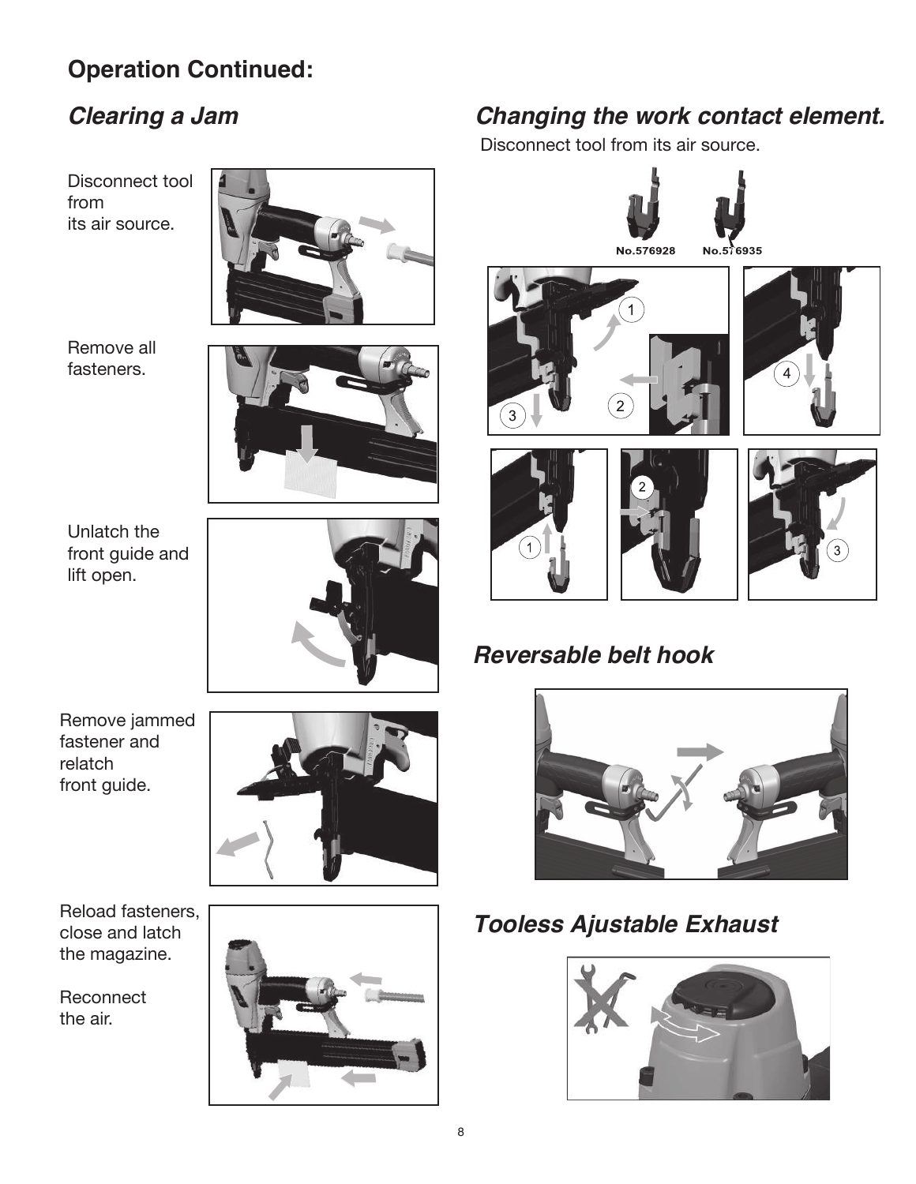## Operation Continued:

### *Clearing a Jam*

Disconnect tool from its air source.

Remove all fasteners.

Unlatch the front guide and lift open.

Remove jammed fastener and relatch front guide.

Reload fasteners, close and latch the magazine.

Reconnect the air.

### *Changing the work contact element.*

Disconnect tool from its air source.

No.576928 No.576935

### *Reversable belt hook*

### *Tooless Ajustable Exhaust*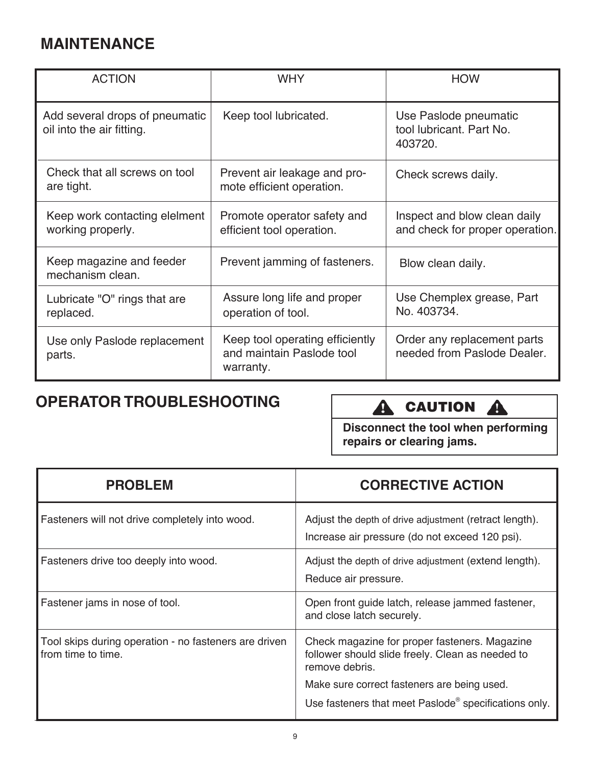## MAINTENANCE

| ACTION | WHY | HOW |
|---|---|---|
| Add several drops of pneumatic oil into the air fitting. | Keep tool lubricated. | Use Paslode pneumatic tool lubricant. Part No. 403720. |
| Check that all screws on tool are tight. | Prevent air leakage and promote efficient operation. | Check screws daily. |
| Keep work contacting elelment working properly. | Promote operator safety and efficient tool operation. | Inspect and blow clean daily and check for proper operation. |
| Keep magazine and feeder mechanism clean. | Prevent jamming of fasteners. | Blow clean daily. |
| Lubricate "O" rings that are replaced. | Assure long life and proper operation of tool. | Use Chemplex grease, Part No. 403734. |
| Use only Paslode replacement parts. | Keep tool operating efficiently and maintain Paslode tool warranty. | Order any replacement parts needed from Paslode Dealer. |

## OPERATOR TROUBLESHOOTING

**⚠ CAUTION ⚠**

**Disconnect the tool when performing repairs or clearing jams.**

| PROBLEM | CORRECTIVE ACTION |
|---|---|
| Fasteners will not drive completely into wood. | Adjust the depth of drive adjustment (retract length).<br>Increase air pressure (do not exceed 120 psi). |
| Fasteners drive too deeply into wood. | Adjust the depth of drive adjustment (extend length).<br>Reduce air pressure. |
| Fastener jams in nose of tool. | Open front guide latch, release jammed fastener, and close latch securely. |
| Tool skips during operation - no fasteners are driven from time to time. | Check magazine for proper fasteners. Magazine follower should slide freely. Clean as needed to remove debris.<br>Make sure correct fasteners are being used.<br>Use fasteners that meet Paslode® specifications only. |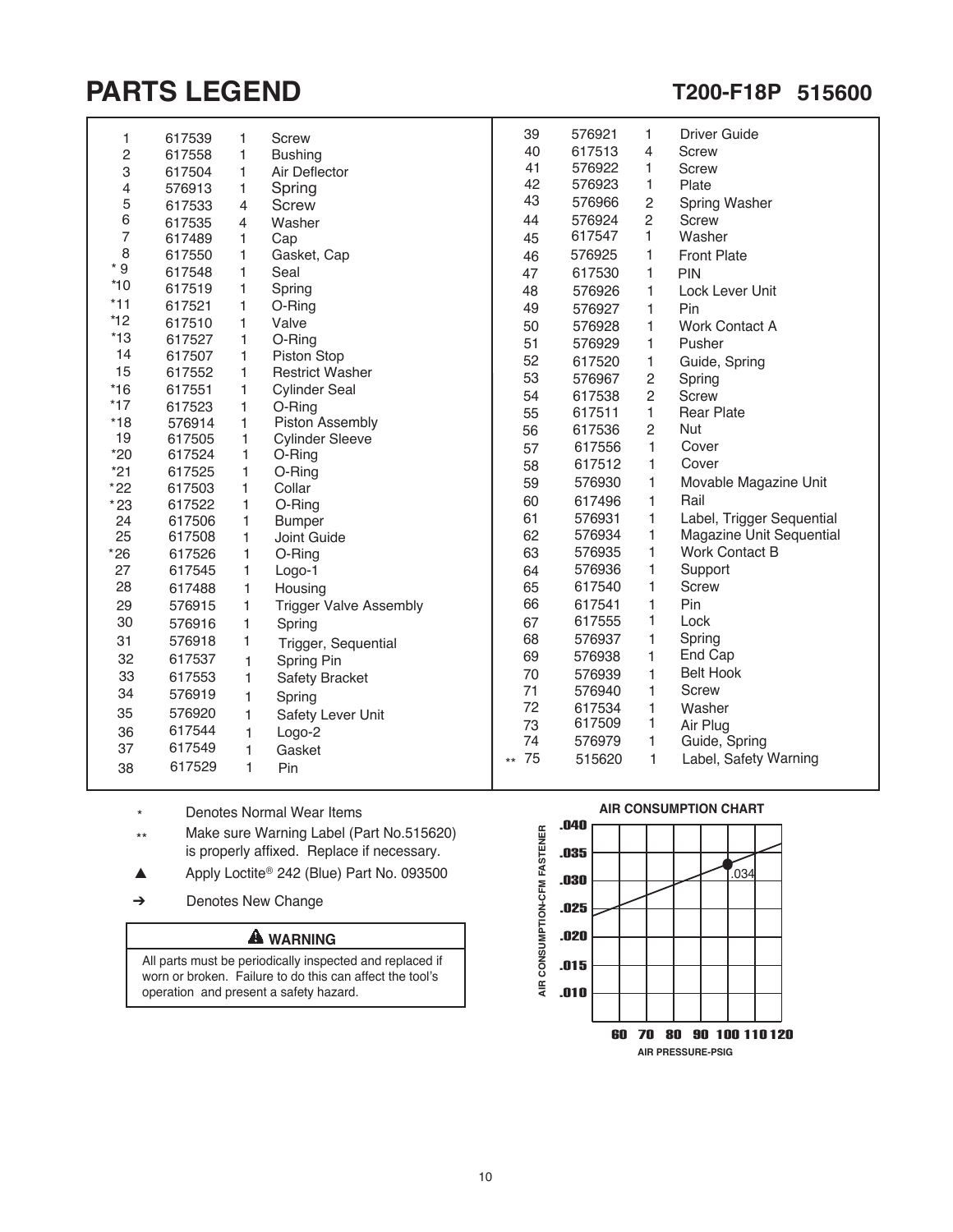# PARTS LEGEND

## T200-F18P 515600

| Ref | Part No. | Qty | Description |
|---|---|---|---|
| 1 | 617539 | 1 | Screw |
| 2 | 617558 | 1 | Bushing |
| 3 | 617504 | 1 | Air Deflector |
| 4 | 576913 | 1 | Spring |
| 5 | 617533 | 4 | Screw |
| 6 | 617535 | 4 | Washer |
| 7 | 617489 | 1 | Cap |
| 8 | 617550 | 1 | Gasket, Cap |
| * 9 | 617548 | 1 | Seal |
| *10 | 617519 | 1 | Spring |
| *11 | 617521 | 1 | O-Ring |
| *12 | 617510 | 1 | Valve |
| *13 | 617527 | 1 | O-Ring |
| 14 | 617507 | 1 | Piston Stop |
| 15 | 617552 | 1 | Restrict Washer |
| *16 | 617551 | 1 | Cylinder Seal |
| *17 | 617523 | 1 | O-Ring |
| *18 | 576914 | 1 | Piston Assembly |
| 19 | 617505 | 1 | Cylinder Sleeve |
| *20 | 617524 | 1 | O-Ring |
| *21 | 617525 | 1 | O-Ring |
| *22 | 617503 | 1 | Collar |
| *23 | 617522 | 1 | O-Ring |
| 24 | 617506 | 1 | Bumper |
| 25 | 617508 | 1 | Joint Guide |
| *26 | 617526 | 1 | O-Ring |
| 27 | 617545 | 1 | Logo-1 |
| 28 | 617488 | 1 | Housing |
| 29 | 576915 | 1 | Trigger Valve Assembly |
| 30 | 576916 | 1 | Spring |
| 31 | 576918 | 1 | Trigger, Sequential |
| 32 | 617537 | 1 | Spring Pin |
| 33 | 617553 | 1 | Safety Bracket |
| 34 | 576919 | 1 | Spring |
| 35 | 576920 | 1 | Safety Lever Unit |
| 36 | 617544 | 1 | Logo-2 |
| 37 | 617549 | 1 | Gasket |
| 38 | 617529 | 1 | Pin |
| 39 | 576921 | 1 | Driver Guide |
| 40 | 617513 | 4 | Screw |
| 41 | 576922 | 1 | Screw |
| 42 | 576923 | 1 | Plate |
| 43 | 576966 | 2 | Spring Washer |
| 44 | 576924 | 2 | Screw |
| 45 | 617547 | 1 | Washer |
| 46 | 576925 | 1 | Front Plate |
| 47 | 617530 | 1 | PIN |
| 48 | 576926 | 1 | Lock Lever Unit |
| 49 | 576927 | 1 | Pin |
| 50 | 576928 | 1 | Work Contact A |
| 51 | 576929 | 1 | Pusher |
| 52 | 617520 | 1 | Guide, Spring |
| 53 | 576967 | 2 | Spring |
| 54 | 617538 | 2 | Screw |
| 55 | 617511 | 1 | Rear Plate |
| 56 | 617536 | 2 | Nut |
| 57 | 617556 | 1 | Cover |
| 58 | 617512 | 1 | Cover |
| 59 | 576930 | 1 | Movable Magazine Unit |
| 60 | 617496 | 1 | Rail |
| 61 | 576931 | 1 | Label, Trigger Sequential |
| 62 | 576934 | 1 | Magazine Unit Sequential |
| 63 | 576935 | 1 | Work Contact B |
| 64 | 576936 | 1 | Support |
| 65 | 617540 | 1 | Screw |
| 66 | 617541 | 1 | Pin |
| 67 | 617555 | 1 | Lock |
| 68 | 576937 | 1 | Spring |
| 69 | 576938 | 1 | End Cap |
| 70 | 576939 | 1 | Belt Hook |
| 71 | 576940 | 1 | Screw |
| 72 | 617534 | 1 | Washer |
| 73 | 617509 | 1 | Air Plug |
| 74 | 576979 | 1 | Guide, Spring |
| ** 75 | 515620 | 1 | Label, Safety Warning |

\* Denotes Normal Wear Items

** Make sure Warning Label (Part No.515620) is properly affixed. Replace if necessary.

▲ Apply Loctite® 242 (Blue) Part No. 093500

➔ Denotes New Change

**⚠ WARNING**

All parts must be periodically inspected and replaced if worn or broken. Failure to do this can affect the tool's operation and present a safety hazard.

**AIR CONSUMPTION CHART**

AIR CONSUMPTION-CFM FASTENER: .040, .035, .030, .025, .020, .015, .010

AIR PRESSURE-PSIG: 60, 70, 80, 90, 100, 110, 120

.034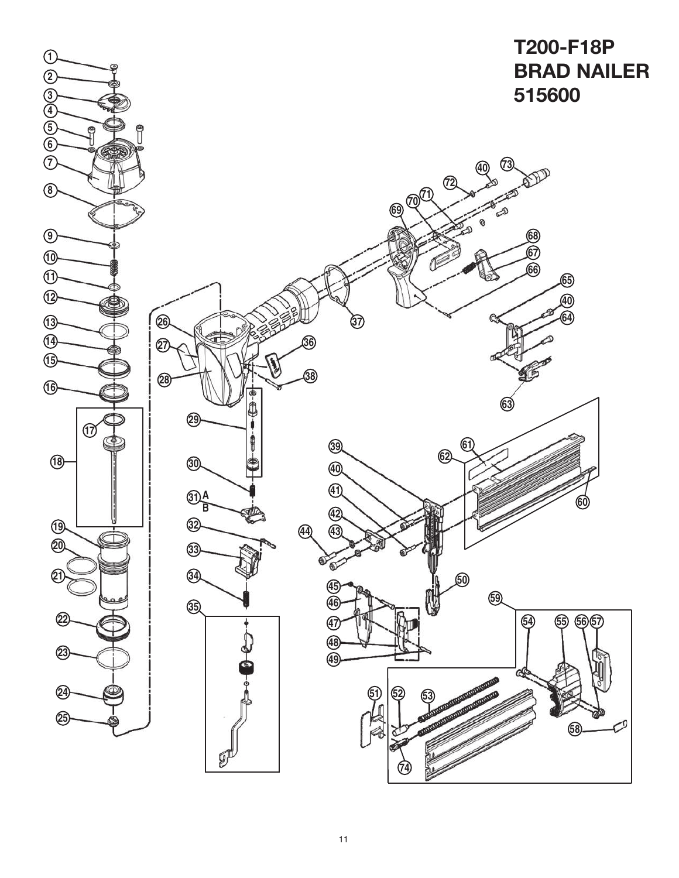# T200-F18P BRAD NAILER 515600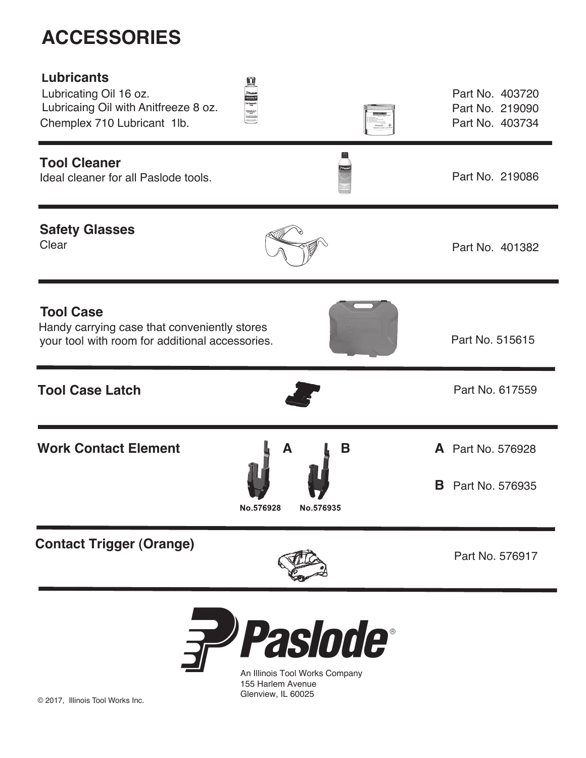# ACCESSORIES

## Lubricants

Lubricating Oil 16 oz. — Part No. 403720

Lubricaing Oil with Anitfreeze 8 oz. — Part No. 219090

Chemplex 710 Lubricant 1lb. — Part No. 403734

## Tool Cleaner

Ideal cleaner for all Paslode tools. — Part No. 219086

## Safety Glasses

Clear — Part No. 401382

## Tool Case

Handy carrying case that conveniently stores your tool with room for additional accessories. — Part No. 515615

## Tool Case Latch

Part No. 617559

## Work Contact Element

A — No.576928

B — No.576935

**A** Part No. 576928

**B** Part No. 576935

## Contact Trigger (Orange)

Part No. 576917

Paslode®

An Illinois Tool Works Company
155 Harlem Avenue
Glenview, IL 60025

© 2017, Illinois Tool Works Inc.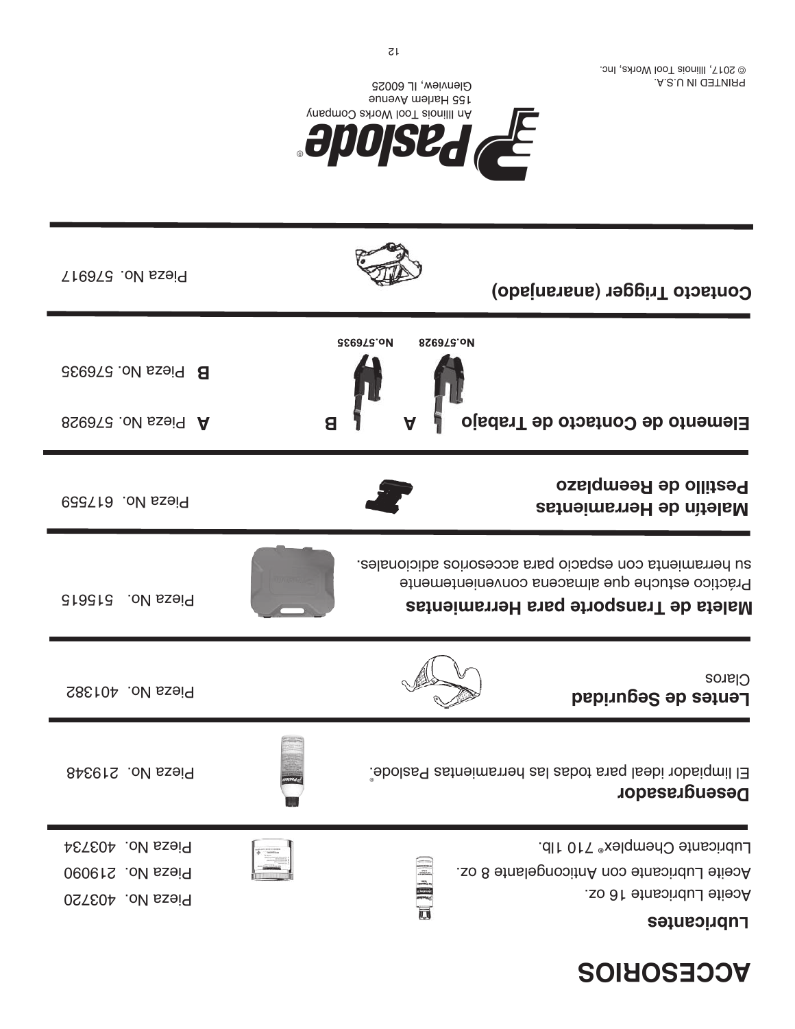# ACCESORIOS

**Lubricantes**

Aceite Lubricante 16 oz. Pieza No. 403720

Aceite Lubricante con Anticongelante 8 oz. Pieza No. 219090

Lubricante Chemplex® 710 1lb. Pieza No. 403734

**Desengrasador**

El limpiador ideal para todas las herramientas Paslode.® Pieza No. 219348

**Lentes de Seguridad**

Claros Pieza No. 401382

**Maleta de Transporte para Herramientas**

Práctico estuche que almacena convenientemente su herramienta con espacio para accesorios adicionales. Pieza No. 515615

**Maletín de Herramientas Pestillo de Reemplazo**

Pieza No. 617559

**Elemento de Contacto de Trabajo**

A Pieza No. 576928

B Pieza No. 576935

A No.576928

B No.576935

**Contacto Trigger (anaranjado)**

Pieza No. 576917

Paslode®

An Illinois Tool Works Company
155 Harlem Avenue
Glenview, IL 60025

PRINTED IN U.S.A.
© 2017, Illinois Tool Works, Inc.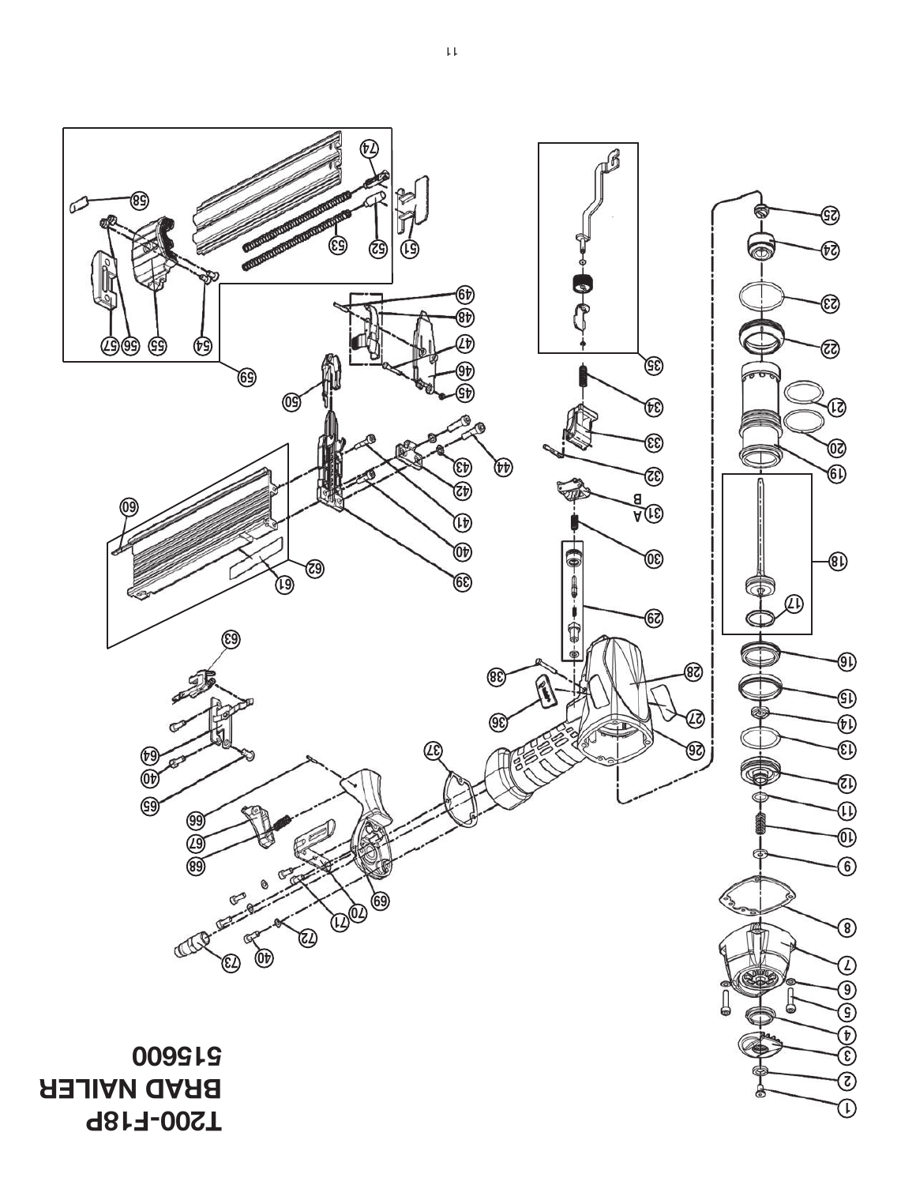# T200-F18P
# BRAD NAILER
# 515600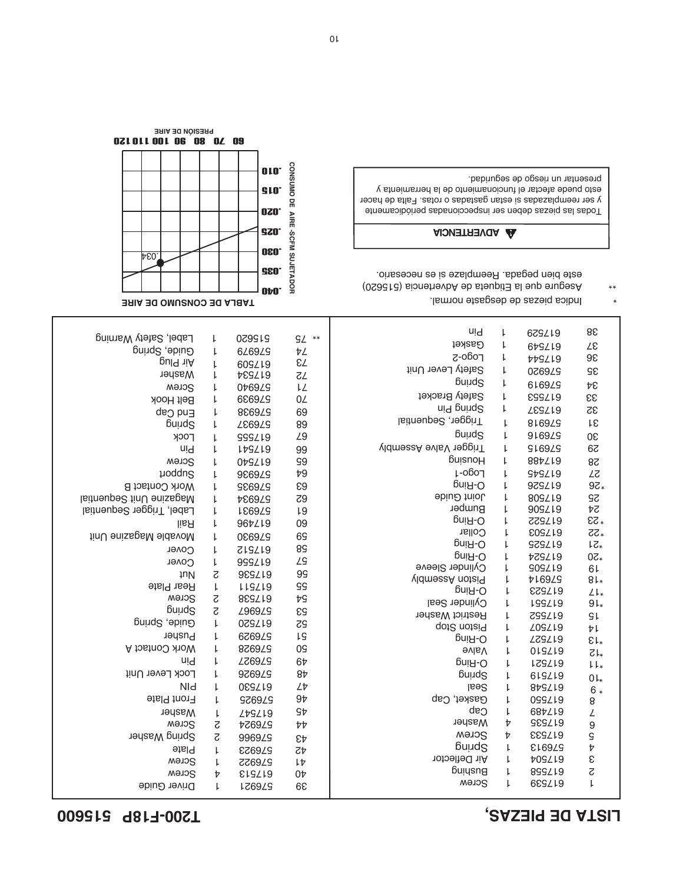# LISTA DE PIEZAS, T200-F18P 515600

| No. | Pieza | Cant. | Descripción |
|---|---|---|---|
| 1 | 617539 | 1 | Screw |
| 2 | 617558 | 1 | Bushing |
| 3 | 617504 | 1 | Air Deflector |
| 4 | 576913 | 1 | Spring |
| 5 | 617533 | 4 | Screw |
| 6 | 617535 | 4 | Washer |
| 7 | 617489 | 1 | Cap |
| 8 | 617550 | 1 | Gasket, Cap |
| * 9 | 617548 | 1 | Seal |
| *10 | 617519 | 1 | Spring |
| *11 | 617521 | 1 | O-Ring |
| *12 | 617510 | 1 | Valve |
| *13 | 617527 | 1 | O-Ring |
| 14 | 617507 | 1 | Piston Stop |
| 15 | 617552 | 1 | Restrict Washer |
| *16 | 617551 | 1 | Cylinder Seal |
| *17 | 617523 | 1 | O-Ring |
| *18 | 576914 | 1 | Piston Assembly |
| 19 | 617505 | 1 | Cylinder Sleeve |
| *20 | 617524 | 1 | O-Ring |
| *21 | 617525 | 1 | O-Ring |
| *22 | 617503 | 1 | Collar |
| *23 | 617522 | 1 | O-Ring |
| 24 | 617506 | 1 | Bumper |
| 25 | 617508 | 1 | Joint Guide |
| *26 | 617526 | 1 | O-Ring |
| 27 | 617545 | 1 | Logo-1 |
| 28 | 617488 | 1 | Housing |
| 29 | 576915 | 1 | Trigger Valve Assembly |
| 30 | 576916 | 1 | Spring |
| 31 | 576918 | 1 | Trigger, Sequential |
| 32 | 617537 | 1 | Spring Pin |
| 33 | 617553 | 1 | Safety Bracket |
| 34 | 576919 | 1 | Spring |
| 35 | 576920 | 1 | Safety Lever Unit |
| 36 | 617544 | 1 | Logo-2 |
| 37 | 617549 | 1 | Gasket |
| 38 | 617529 | 1 | Pin |
| 39 | 576921 | 1 | Driver Guide |
| 40 | 617513 | 4 | Screw |
| 41 | 576922 | 1 | Screw |
| 42 | 576923 | 1 | Plate |
| 43 | 576966 | 2 | Spring Washer |
| 44 | 576924 | 2 | Screw |
| 45 | 617547 | 1 | Washer |
| 46 | 576925 | 1 | Front Plate |
| 47 | 617530 | 1 | PIN |
| 48 | 576926 | 1 | Lock Lever Unit |
| 49 | 576927 | 1 | Pin |
| 50 | 576928 | 1 | Work Contact A |
| 51 | 576929 | 1 | Pusher |
| 52 | 617520 | 1 | Guide, Spring |
| 53 | 576967 | 2 | Spring |
| 54 | 617538 | 2 | Screw |
| 55 | 617511 | 1 | Rear Plate |
| 56 | 617536 | 2 | Nut |
| 57 | 617556 | 1 | Cover |
| 58 | 617512 | 1 | Cover |
| 59 | 576930 | 1 | Movable Magazine Unit |
| 60 | 617496 | 1 | Rail |
| 61 | 576931 | 1 | Label, Trigger Sequential |
| 62 | 576934 | 1 | Magazine Unit Sequential |
| 63 | 576935 | 1 | Work Contact B |
| 64 | 576936 | 1 | Support |
| 65 | 617540 | 1 | Screw |
| 66 | 617541 | 1 | Pin |
| 67 | 617555 | 1 | Lock |
| 68 | 576937 | 1 | Spring |
| 69 | 576938 | 1 | End Cap |
| 70 | 576939 | 1 | Belt Hook |
| 71 | 576940 | 1 | Screw |
| 72 | 617534 | 1 | Washer |
| 73 | 617509 | 1 | Air Plug |
| 74 | 576979 | 1 | Guide, Spring |
| ** 75 | 515620 | 1 | Label, Safety Warning |

\* Indica piezas de desgaste normal.

** Asegure que la Etiqueta de Advertencia (515620) este bien pegada. Reemplaze si es necesario.

**⚠ ADVERTENCIA**

Todas las piezas deben ser inspeccionadas periódicamente y ser reemplazadas si estan gastadas o rotas. Falta de hacer esto puede afectar el funcionamiento de la herramienta y presentar un riesgo de seguridad.

**TABLA DE CONSUMO DE AIRE**

CONSUMO DE AIRE -SCFM SUJETADOR: .010, .015, .020, .025, .030, .035, .040

PRESIÓN DE AIRE: 60, 70, 80, 90, 100, 110, 120

.034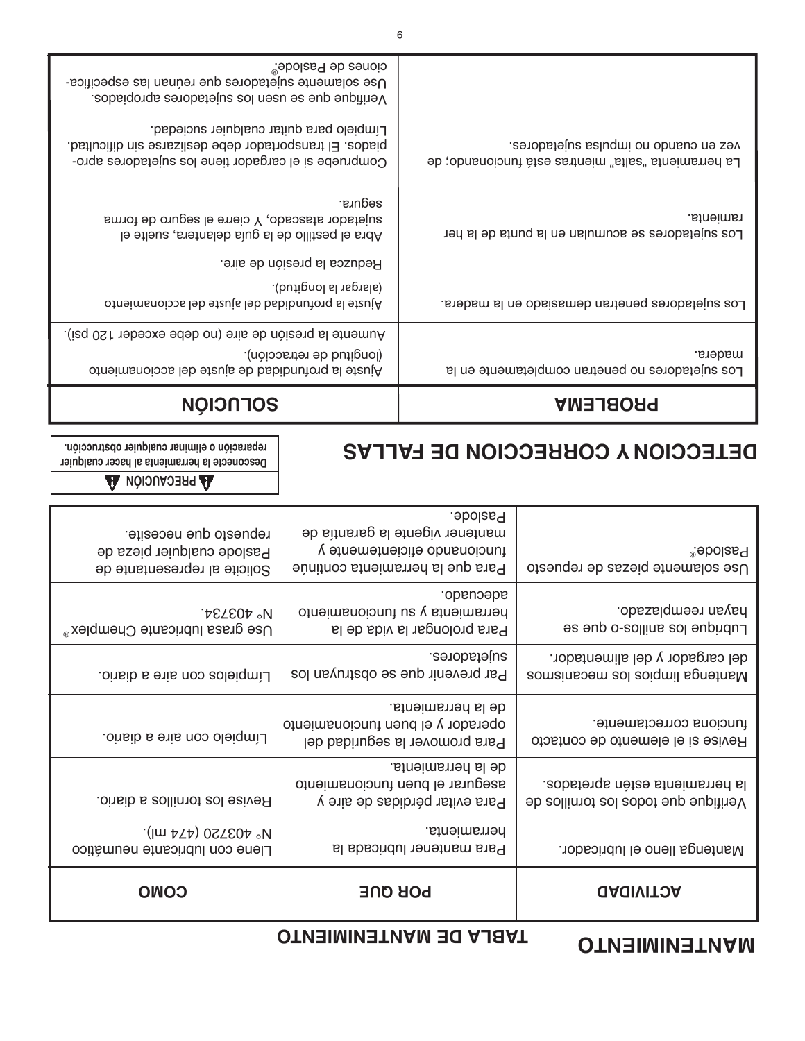# MANTENIMIENTO

## TABLA DE MANTENIMIENTO

| ACTIVIDAD | POR QUE | COMO |
|---|---|---|
| Mantenga lleno el lubricador. | Para mantener lubricada la herramienta. | Llene con lubricante neumático N° 403720 (474 ml). |
| Verifique que todos los tornillos de la herramienta estén apretados. | Para evitar pérdidas de aire y asegurar el buen funcionamiento de la herramienta. | Revise los tornillos a diario. |
| Revise si el elemento de contacto funciona correctamente. | Para promover la seguridad del operador y el buen funcionamiento de la herramienta. | Limpielo con aire a diario. |
| Mantenga limpios los mecanismos del cargador y del alimentador. | Par prevenir que se obstruyan los sujetadores. | Límpielos con aire a diario. |
| Lubrique los anillos-o que se hayan reemplazado. | Para prolongar la vida de la herramienta y su funcionamiento adecuado. | Use grasa lubricante Chemplex® N° 403734. |
| Use solamente piezas de repuesto Paslode® | Para que la herramienta continúe funcionando eficientemente y mantener vigente la garantía de Paslode. | Solicite al representante de Paslode cualquier pieza de repuesto que necesite. |

# DETECCION Y CORRECCION DE FALLAS

**⚠ PRECAUCIÓN ⚠**

**Desconecte la herramienta al hacer cualquier reparación o eliminar cualquier obstrucción.**

| PROBLEMA | SOLUCIÓN |
|---|---|
| Los sujetadores no penetran completamente en la madera. | Ajuste la profundidad de ajuste del accionamiento (longitud de retracción).<br>Aumente la presión de aire (no debe exceder 120 psi). |
| Los sujetadores penetran demasiado en la madera. | Ajuste la profundidad del ajuste del accionamiento (alargar la longitud).<br>Reduzca la presión de aire. |
| Los sujetadores se acumulan en la punta de la herramienta. | Abra el pestillo de la guía delantera, suelte el sujetador atascado, Y cierre el seguro de forma segura. |
| La herramienta "salta" mientras está funcionando; de vez en cuando no impulsa sujetadores. | Compruebe si el cargador tiene los sujetadores apropiados. El transportador debe deslizarse sin dificultad. Limpielo para quitar cualquier suciedad.<br>Verifique que se usen los sujetadores apropiados. Use solamente sujetadores que reúnan las especificaciones de Paslode®. |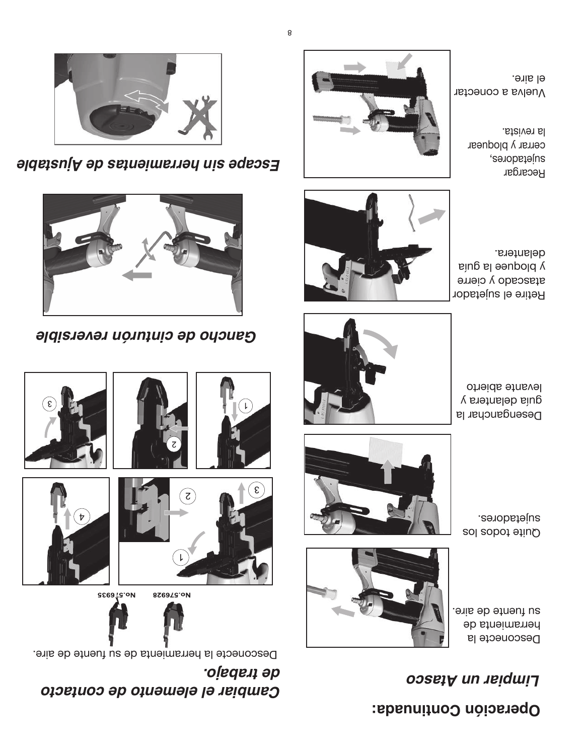# Operación Continuada:

## Limpiar un Atasco

Desconecte la herramienta de su fuente de aire.

Quite todos los sujetadores.

Desenganchar la guía delantera y levante abierto

Retire el sujetador atascado y cierre y bloquee la guía delantera.

Recargar sujetadores, cerrar y bloquear la revista.

Vuelva a conectar el aire.

## Cambiar el elemento de contacto de trabajo.

Desconecte la herramienta de su fuente de aire.

No.576928 No.576935

## Gancho de cinturón reversible

## Escape sin herramientas de Ajustable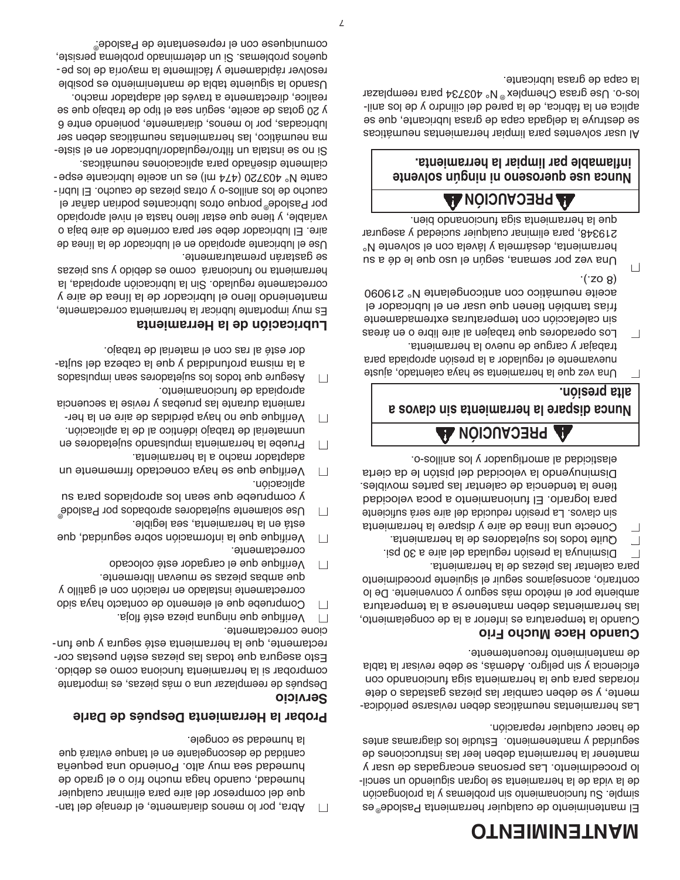# MANTENIMIENTO

El mantenimiento de cualquier herramienta Paslode® es simple. Su funcionamiento sin problemas y la prolongación de la vida de la herramienta se logran siguiendo un sencillo procedimiento. Las personas encargadas de usar y mantener la herramienta deben leer las instrucciones de seguridad y mantenimiento. Estudie los diagramas antes de hacer cualquier reparación.

Las herramientas neumáticas deben revisarse periódicamente, y se deben cambiar las piezas gastadas o deterioradas para que la herramienta siga funcionando con eficiencia y sin peligro. Además, se debe revisar la tabla de mantenimiento frecuentemente.

## Cuando Hace Mucho Frío

Cuando la temperatura es inferior a la de congelamiento, las herramientas deben mantenerse a la temperatura ambiente por el método más seguro y conveniente. De lo contrario, aconsejamos seguir el siguiente procedimiento para calentar las piezas de la herramienta.

- ☐ Disminuya la presión regulada del aire a 30 psi.
- ☐ Quite todos los sujetadores de la herramienta.
- ☐ Conecte una línea de aire y dispare la herramienta sin clavos. La presión reducida del aire será suficiente para lograrlo. El funcionamiento a poca velocidad tiene la tendencia de calentar las partes movibles. Disminuyendo la velocidad del pistón le da cierta elasticidad al amortiguador y los anillos-o.

**⚠ PRECAUCIÓN ⚠**

**Nunca dispare la herramienta sin clavos a alta presión.**

- ☐ Una vez que la herramienta se haya calentado, ajuste nuevamente el regulador a la presión apropiada para trabajar y cargue de nuevo la herramienta.
- ☐ Los operadores que trabajen al aire libre o en áreas sin calefacción con temperaturas extremadamente frías también tienen que usar en el lubricador el aceite neumático con anticongelante N° 219090 (8 oz.).
- ☐ Una vez por semana, según el uso que le dé a su herramienta, desármela y lávela con el solvente N° 219348, para eliminar cualquier suciedad y asegurar que la herramienta siga funcionando bien.

**⚠ PRECAUCIÓN ⚠**

**Nunca use queroseno ni ningún solvente inflamable par limpiar la herramienta.**

Al usar solventes para limpiar herramientas neumáticas se destruye la delgada capa de grasa lubricante, que se aplica en la fábrica, de la pared del cilindro y de los anillos-o. Use grasa Chemplex® N° 403734 para reemplazar la capa de grasa lubricante.

- ☐ Abra, por lo menos diariamente, el drenaje del tanque del compresor del aire para eliminar cualquier humedad, cuando haga mucho frío o el grado de humedad sea muy alto. Poniendo una pequeña cantidad de descongelante en el tanque evitará que la humedad se congele.

## Probar la Herramienta Después de Darle Servicio

Después de reemplazar una o más piezas, es importante comprobar si la herramienta funciona como es debido. Esto asegura que todas las piezas estén puestas correctamente, que la herramienta esté segura y que funcione correctamente.

- ☐ Verifique que ninguna pieza esté floja.
- ☐ Compruebe que el elemento de contacto haya sido correctamente instalado en relación con el gatillo y que ambas piezas se muevan libremente.
- ☐ Verifique que el cargador esté colocado correctamente.
- ☐ Verifique que la información sobre seguridad, que está en la herramienta, sea legible.
- ☐ Use solamente sujetadores aprobados por Paslode® y compruebe que sean los apropiados para su aplicación.
- ☐ Verifique que se haya conectado firmemente un adaptador macho a la herramienta.
- ☐ Pruebe la herramienta impulsando sujetadores en unmaterial de trabajo idéntico al de la aplicación.
- ☐ Verifique que no haya pérdidas de aire en la herramienta durante las pruebas y revise la secuencia apropiada de funcionamiento.
- ☐ Asegure que todos los sujetadores sean impulsados a la misma profundidad y que la cabeza del sujetador esté al ras con el material de trabajo.

## Lubricación de la Herramienta

Es muy importante lubricar la herramienta correctamente, manteniendo lleno el lubricador de la línea de aire y correctamente regulado. Sin la lubricación apropiada, la herramienta no funcionará como es debido y sus piezas se gastarán prematuramente.

Use el lubricante apropiado en el lubricador de la línea de aire. El lubricador debe ser para corriente de aire baja o variable, y tiene que estar lleno hasta el nivel apropiado por Paslode® porque otros lubricantes podrían dañar el caucho de los anillos-o y otras piezas de caucho. El lubricante N° 403720 (474 ml) es un aceite lubricante especialmente diseñado para aplicaciones neumáticas.

Si no se instala un filtro/regulador/lubricador en el sistema neumático, las herramientas neumáticas deben ser lubricadas, por lo menos, diariamente, poniendo entre 6 y 20 gotas de aceite, según sea el tipo de trabajo que se realice, directamente a través del adaptador macho.

Usando la siguiente tabla de mantenimiento es posible resolver rápidamente y fácilmente la mayoría de los pequeños problemas. Si un determinado problema persiste, comuníquese con el representante de Paslode®.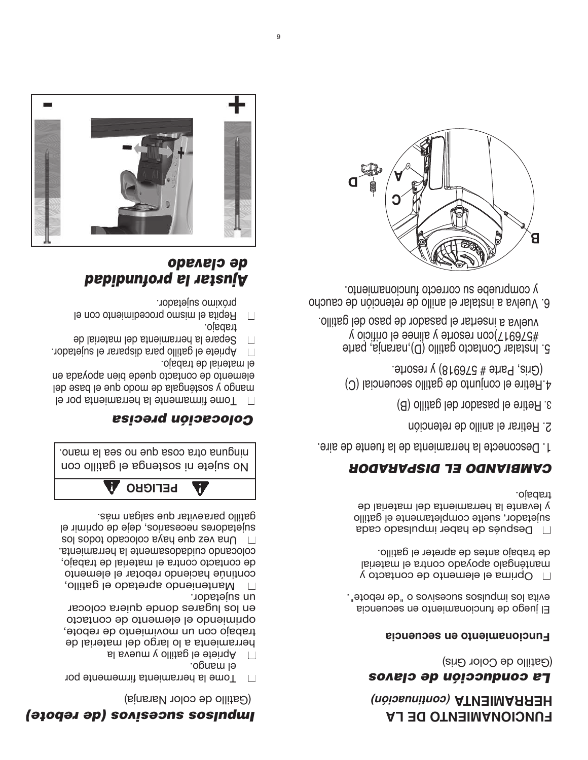# FUNCIONAMIENTO DE LA HERRAMIENTA *(continuación)*

## *La conducción de clavos*

(Gatillo de Color Gris)

### Funcionamiento en secuencia

El juego de funcionamiento en secuencia evita los impulsos sucesivos o "de rebote".

- Oprima el elemento de contacto y manténgalo apoyado contra el material de trabajo antes de apretar el gatillo.
- Después de haber impulsado cada sujetador, suelte completamente el gatillo y levante la herramienta del material de trabajo.

## *CAMBIANDO EL DISPARADOR*

1. Desconecte la herramienta de la fuente de aire.
2. Retirar el anillo de retención
3. Retire el pasador del gatillo (B)
4. Retire el conjunto de gatillo secuencial (C) (Gris, Parte # 576918) y resorte.
5. Instalar Contacto gatillo (D),naranja, parte #576917)con resorte y alinee el orificio y vuelva a insertar el pasador de paso del gatillo.
6. Vuelva a instalar el anillo de retención de caucho y compruebe su correcto funcionamiento.

## *Impulsos sucesivos (de rebote)*

(Gatillo de color Naranja)

- Tome la herramienta firmemente por el mango.
- Apriete el gatillo y mueva la herramienta a lo largo del material de trabajo con un movimiento de rebote, oprimiendo el elemento de contacto en los lugares donde quiera colocar un sujetador.
- Manteniendo apretado el gatillo, continúe haciendo rebotar el elemento de contacto contra el material de trabajo, colocando cuidadosamente la herramienta.
- Una vez que haya colocado todos los sujetadores necesarios, deje de oprimir el gatillo paraevitar que salgan más.

**PELIGRO**

No sujete ni sostenga el gatillo con ninguna otra cosa que no sea la mano.

## *Colocación precisa*

- Tome firmemente la herramienta por el mango y sosténgala de modo que el base del elemento de contacto quede bien apoyada en el material de trabajo.
- Apriete el gatillo para disparar el sujetador.
- Separe la herramienta del material de trabajo.
- Repita el mismo procedimiento con el próximo sujetador.

## *Ajustar la profundidad de clavado*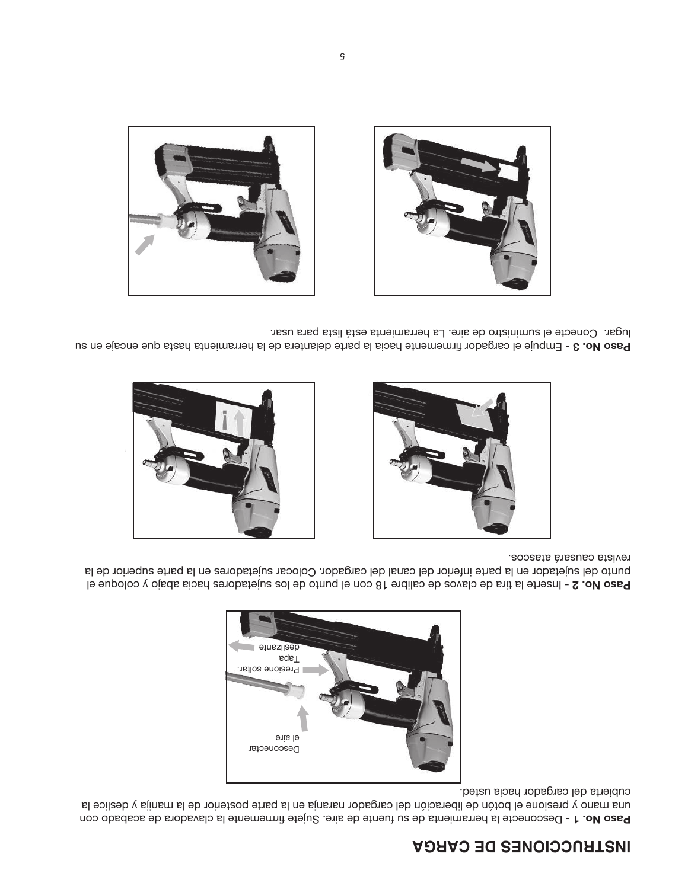# INSTRUCCIONES DE CARGA

**Paso No. 1** - Desconecte la herramienta de su fuente de aire. Sujete firmemente la clavadora de acabado con una mano y presione el botón de liberación del cargador naranja en la parte posterior de la manija y deslice la cubierta del cargador hacia usted.

Desconectar el aire

Presione soltar.

Tapa deslizante

**Paso No. 2 -** Inserte la tira de clavos de calibre 18 con el punto de los sujetadores hacia abajo y coloque el punto del sujetador en la parte inferior del canal del cargador. Colocar sujetadores en la parte superior de la revista causará atascos.

**Paso No. 3 -** Empuje el cargador firmemente hacia la parte delantera de la herramienta hasta que encaje en su lugar. Conecte el suministro de aire. La herramienta está lista para usar.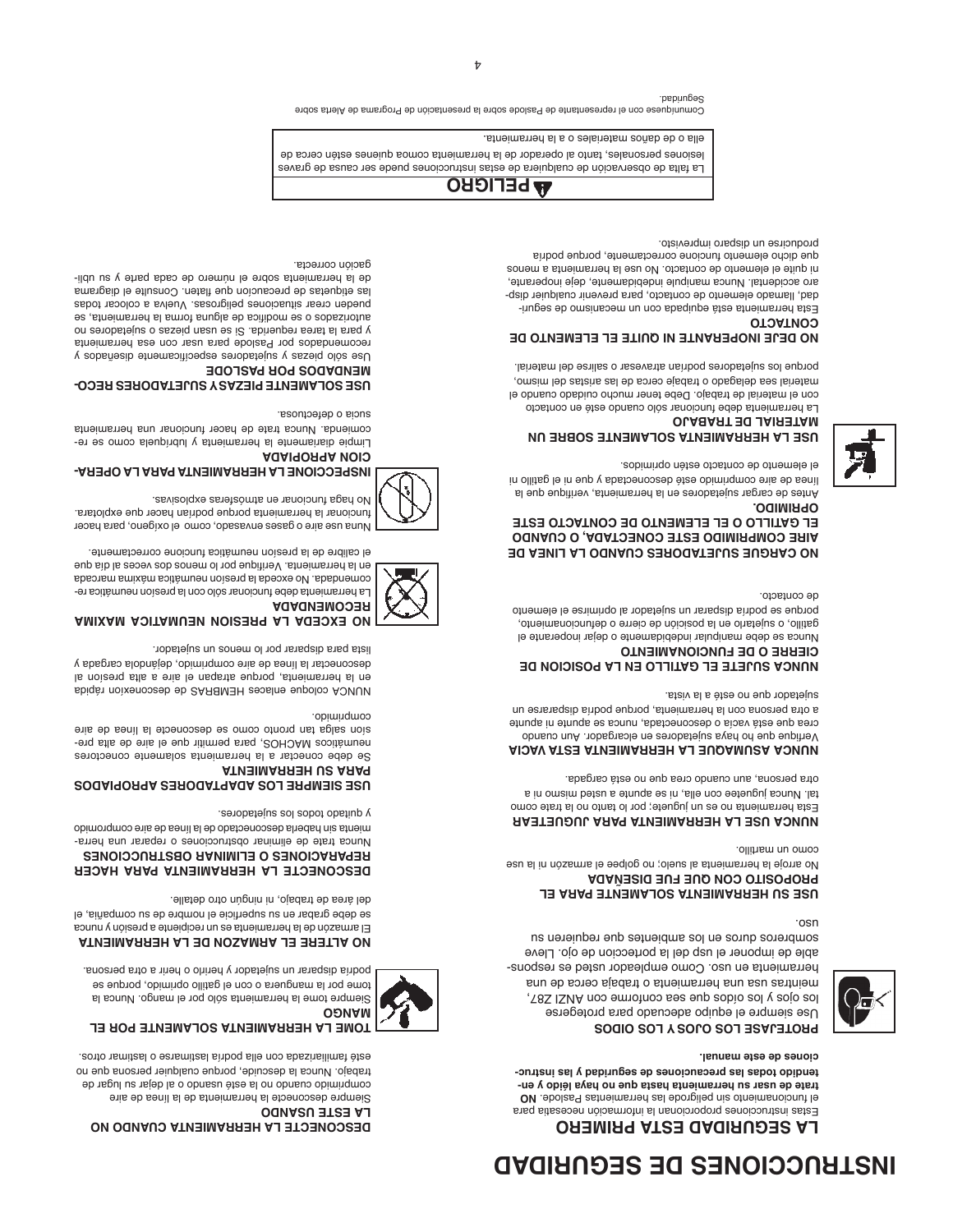# INSTRUCCIONES DE SEGURIDAD

## LA SEGURIDAD ESTA PRIMERO

Estas instrucciones proporcionan la información necesaria para el funcionamiento sin peligro de las herramientas Paslode. **NO trate de usar su herramienta hasta que no haya leído y entendido todas las precauciones de seguridad y las instrucciones de este manual.**

**PROTEJASE LOS OJOS Y LOS OIDOS**

Use siempre el equipo adecuado para protegerse los ojos y los oídos que sea conforme con ANZI Z87, mientras usa una herramienta o trabaja cerca de una herramienta en uso. Como empleador usted es responsable de imponer el usp del la protección de ojo. Lleve sombreros duros en los ambientes que requieren su uso.

**USE SU HERRAMIENTA SOLAMENTE PARA EL PROPOSITO CON QUE FUE DISEÑADA**

No arroje la herramienta al suelo; no golpee el armazón ni la use como un martillo.

**NUNCA USE LA HERRAMIENTA PARA JUGUETEAR**

Esta herramienta no es un juguete; por lo tanto no la trate como tal. Nunca juguetee con ella, ni se apunte a usted mismo ni a otra persona, aun cuando crea que no está cargada.

**NUNCA ASUMAQUE LA HERRAMIENTA ESTA VACIA**

Verifique que no haya sujetadores en elcargador. Aun cuando crea que está vacía o desconectada, nunca se apunte ni apunte a otra persona con la herramienta, porque podría dispararse un sujetador que no esté a la vista.

**NUNCA SUJETE EL GATILLO EN LA POSICION DE CIERRE O DE FUNCIONAMIENTO**

Nunca se debe manipular indebidamente o dejar inoperante el gatillo, o sujetarlo en la posición de cierre o defuncionamiento, porque se podría disparar un sujetador al oprimirse el elemento de contacto.

**NO CARGUE SUJETADORES CUANDO LA LINEA DE AIRE COMPRIMIDO ESTE CONECTADA, O CUANDO EL GATILLO O EL ELEMENTO DE CONTACTO ESTE OPRIMIDO.**

Antes de cargar sujetadores en la herramienta, verifique que la línea de aire comprimido esté desconectada y que ni el gatillo ni el elemento de contacto estén oprimidos.

**USE LA HERRAMIENTA SOLAMENTE SOBRE UN MATERIAL DE TRABAJO**

La herramienta debe funcionar sólo cuando esté en contacto con el material de trabajo. Debe tener mucho cuidado cuando el material sea delgado o trabaje cerca de las aristas del mismo, porque los sujetadores podrían atravesar o salirse del material.

**NO DEJE INOPERANTE NI QUITE EL ELEMENTO DE CONTACTO**

Esta herramienta está equipada con un mecanismo de seguridad, llamado elemento de contacto, para prevenir cualquier disparo accidental. Nunca manipule indebidamente, deje inoperante, ni quite el elemento de contacto. No use la herramienta a menos que dicho elemento funcione correctamente, porque podría producirse un disparo imprevisto.

**DESCONECTE LA HERRAMIENTA CUANDO NO LA ESTE USANDO**

Siempre desconecte la herramienta de la línea de aire comprimido cuando no la esté usando o al dejar su lugar de trabajo. Nunca la descuide, porque cualquier persona que no esté familiarizada con ella podría lastimarse o lastimar otros.

**TOME LA HERRAMIENTA SOLAMENTE POR EL MANGO**

Siempre tome la herramienta sólo por el mango. Nunca la tome por la manguera o con el gatillo oprimido, porque se podría disparar un sujetador y herirlo o herir a otra persona.

**NO ALTERE EL ARMAZON DE LA HERRAMIENTA**

El armazón de la herramienta es un recipiente a presión y nunca se debe grabar en su superficie el nombre de su compañía, el del área de trabajo, ni ningún otro detalle.

**DESCONECTE LA HERRAMIENTA PARA HACER REPARACIONES O ELIMINAR OBSTRUCCIONES**

Nunca trate de eliminar obstrucciones o reparar una herramienta sin habería desconectado de la línea de aire comprimido y quitado todos los sujetadores.

**USE SIEMPRE LOS ADAPTADORES APROPIADOS PARA SU HERRAMIENTA**

Se debe conectar a la herramienta solamente conectores neumáticos MACHOS, para permitir que el aire de alta presión salga tan pronto como se desconecte la línea de aire comprimido.

NUNCA coloque enlaces HEMBRAS de desconexión rápida en la herramienta, porque atrapan el aire a alta presión al desconectar la línea de aire comprimido, dejándola cargada y lista para disparar por lo menos un sujetador.

**NO EXCEDA LA PRESION NEUMATICA MAXIMA RECOMENDADA**

La herramienta debe funcionar sólo con la presión neumática recomendada. No exceda la presión neumática máxima marcada en la herramienta. Verifique por lo menos dos veces al día que el calibre de la presión neumática funcione correctamente.

Nuna use aire o gases envasado, como el oxígeno, para hacer funcionar la herramienta porque podrían hacer que explotara. No haga funcionar en atmósferas explosivas.

**INSPECCIONE LA HERRAMIENTA PARA LA OPERACION APROPIADA**

Limpie diariamente la herramienta y lubríquela como se recomienda. Nunca trate de hacer funcionar una herramienta sucia o defectuosa.

**USE SOLAMENTE PIEZAS Y SUJETADORES RECOMENDADOS POR PASLODE**

Use sólo piezas y sujetadores específicamente diseñados y recomendados por Paslode para usar con esa herramienta y para la tarea requerida. Si se usan piezas o sujetadores no autorizados o se modifica de alguna forma la herramienta, se pueden crear situaciones peligrosas. Vuelva a colocar todas las etiquetas de precaución que falten. Consulte el diagrama de la herramienta sobre el número de cada parte y su ubligación correcta.

**⚠ PELIGRO**

La falta de observación de cualquiera de estas instrucciones puede ser causa de graves lesiones personales, tanto al operador de la herramienta comoa quienes estén cerca de ella o de daños materiales o a la herramienta.

Comuníquese con el representante de Paslode sobre la presentación de Programa de Alerta sobre Seguridad.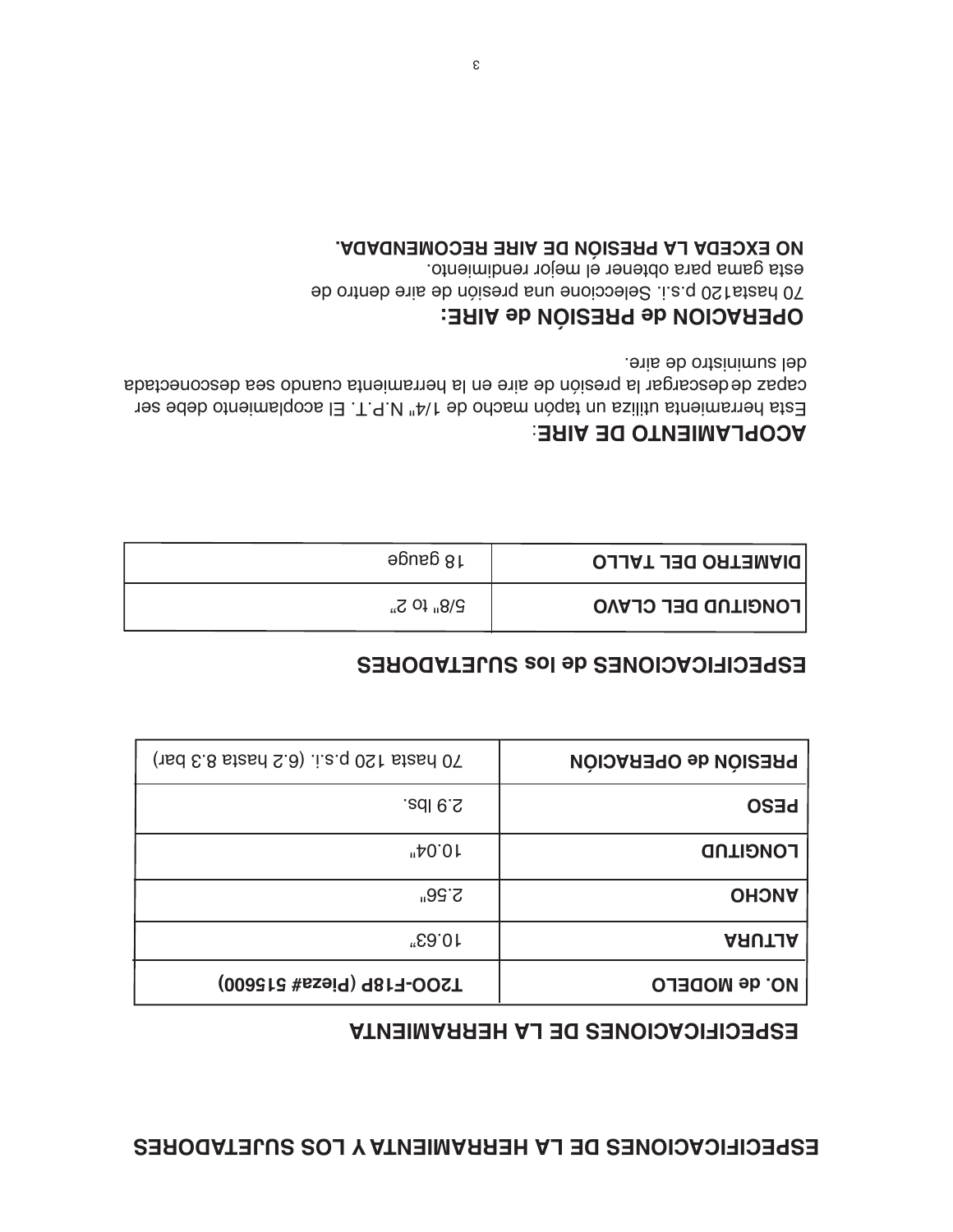# ESPECIFICACIONES DE LA HERRAMIENTA Y LOS SUJETADORES

## ESPECIFICACIONES DE LA HERRAMIENTA

| NO. de MODELO | T200-F18P (Pieza# 515600) |
|---|---|
| ALTURA | 10.63" |
| ANCHO | 2.56" |
| LONGITUD | 10.04" |
| PESO | 2.9 lbs. |
| PRESIÓN de OPERACIÓN | 70 hasta 120 p.s.i. (6.2 hasta 8.3 bar) |

## ESPECIFICACIONES de los SUJETADORES

| LONGITUD DEL CLAVO | 5/8" to 2" |
|---|---|
| DIAMETRO DEL TALLO | 18 gauge |

## ACOPLAMIENTO DE AIRE:

Esta herramienta utiliza un tapón macho de 1/4" N.P.T. El acoplamiento debe ser capaz de descargar la presión de aire en la herramienta cuando sea desconectada del suministro de aire.

## OPERACION de PRESIÓN de AIRE:

70 hasta120 p.s.i. Seleccione una presión de aire dentro de esta gama para obtener el mejor rendimiento.

**NO EXCEDA LA PRESIÓN DE AIRE RECOMENDADA.**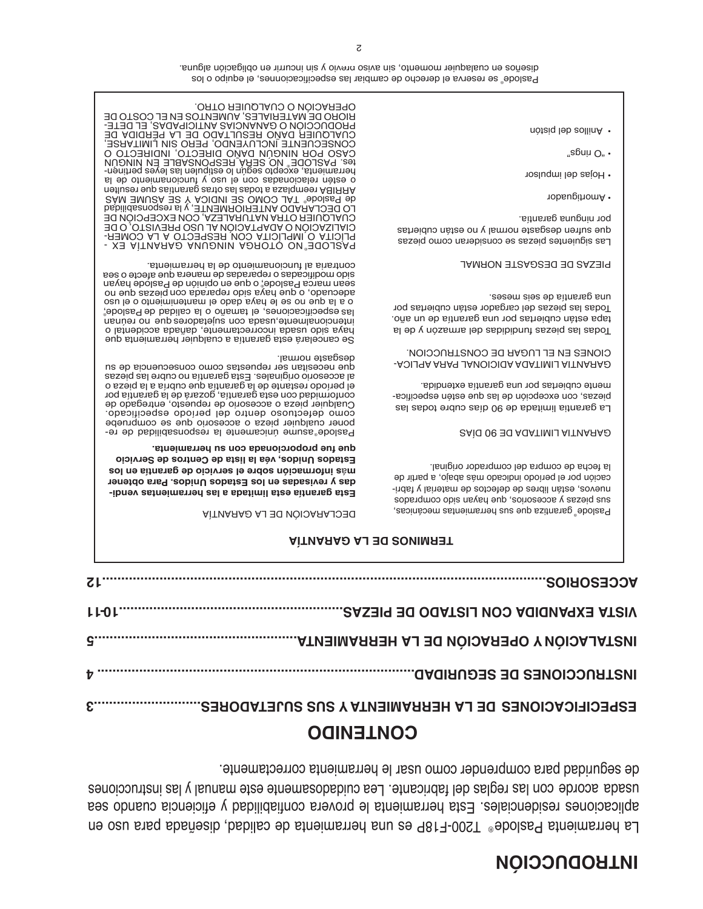# INTRODUCCIÓN

La herramienta Paslode® T200-F18P es una herramienta de calidad, diseñada para uso en aplicaciones residenciales. Esta herramienta le provera confiabilidad y eficiencia cuando sea usada acorde con las reglas del fabricante. Lea cuidadosamente este manual y las instrucciones de seguridad para comprender como usar le herramienta correctamente.

# CONTENIDO

**ESPECIFICACIONES DE LA HERRAMIENTA Y SUS SUJETADORES......................3**

**INSTRUCCIONES DE SEGURIDAD........................................................ 4**

**INSTALACIÓN Y OPERACIÓN DE LA HERRAMIENTA.......................................5**

**VISTA EXPANDIDA CON LISTADO DE PIEZAS..................................10-11**

**ACCESORIOS.........................................................................................12**

## TERMINOS DE LA GARANTÍA

Paslode® garantiza que sus herramientas mecánicas, sus piezas y accesorios, que hayan sido comprados nuevos, están libres de defectos de material y fabricación por el periodo indicado más abajo, a partir de la fecha de compra del comprador original.

GARANTIA LIMITADA DE 90 DIAS

La garantía limitada de 90 días cubre todas las piezas, con excepción de las que estén específicamente cubiertas por una garantía extendida.

GARANTIA LIMITADA ADICIONAL PARA APLICACIONES EN EL LUGAR DE CONSTRUCCION.

Todas las piezas fundidas del armazón y de la tapa están cubiertas por una garantía de un año. Todas las piezas del cargador están cubiertas por una garantía de seis meses.

PIEZAS DE DESGASTE NORMAL

Las siguientes piezas se consideran como piezas que sufren desgaste normal y no están cubiertas por ninguna garantía.

- Amortiguador
- Hojas del impulsor
- "O rings"
- Anillos del pistón

DECLARACIÓN DE LA GARANTÍA

**Esta garantía está limitada a las herramientas vendidas y revisadas en los Estados Unidos. Para obtener más información sobre el servicio de garantía en los Estados Unidos, véa la lista de Centros de Servicio que fue proporcionada con su herramienta.**

Paslode® asume únicamente la responsabilidad de reponer cualquier pieza o accesorio que se compruebe como defectuoso dentro del período especificado. Cualquier pieza o accesorio de repuesto, entregado de conformidad con esta garantía, gozará de la garantía por el período restante de la garantía que cubría a la pieza o al accesorio originales. Esta garantía no cubre las piezas que necesitan ser repuestas como consecuencia de su desgaste normal.

Se cancelará esta garantía a cualquier herramienta que haya sido usada incorrectamente, dañada accidental o intencionalmente, usada con sujetadores que no reúnan las especificaciones, el tamaño o la calidad de Paslode®, o a la que no se le haya dado el mantenimiento o el uso adecuado, o que haya sido reparada con piezas que no sean marca Paslode®, o que en opinión de Paslode hayan sido modificadas o reparadas de manera que afecte o sea contraria al funcionamiento de la herramienta.

PASLODE® NO OTORGA NINGUNA GARANTÍA EXPLICITA O IMPLICITA CON RESPECTO A LA COMERCIALIZACION O ADAPTACIÓN AL USO PREVISTO, O DE CUALQUIER OTRA NATURALEZA, CON EXCEPCIÓN DE LO DECLARADO ANTERIORMENTE, y la responsabilidad de Paslode® TAL COMO SE INDICA Y SE ASUME MAS ARRIBA reemplaza a todas las otras garantías que resulten o estén relacionadas con el uso y funcionamiento de la herramienta, excepto según lo estipulen las leyes pertinentes. PASLODE® NO SERÁ RESPONSABLE EN NINGUN CASO POR NINGÚN DAÑO DIRECTO, INDIRECTO O CONSECUENTE INCLUYENDO, PERO SIN LIMITARSE, CUALQUIER DAÑO RESULTADO DE LA PÉRDIDA DE PRODUCCIÓN O GANANCIAS ANTICIPADAS, EL DETERIORO DE MATERIALES, AUMENTOS EN EL COSTO DE OPERACIÓN O CUALQUIER OTRO.

Paslode® se reserva el derecho de cambiar las especificacionnes, el equipo o los diseños en cualquier momento, sin aviso previo y sin incurrir en obligación alguna.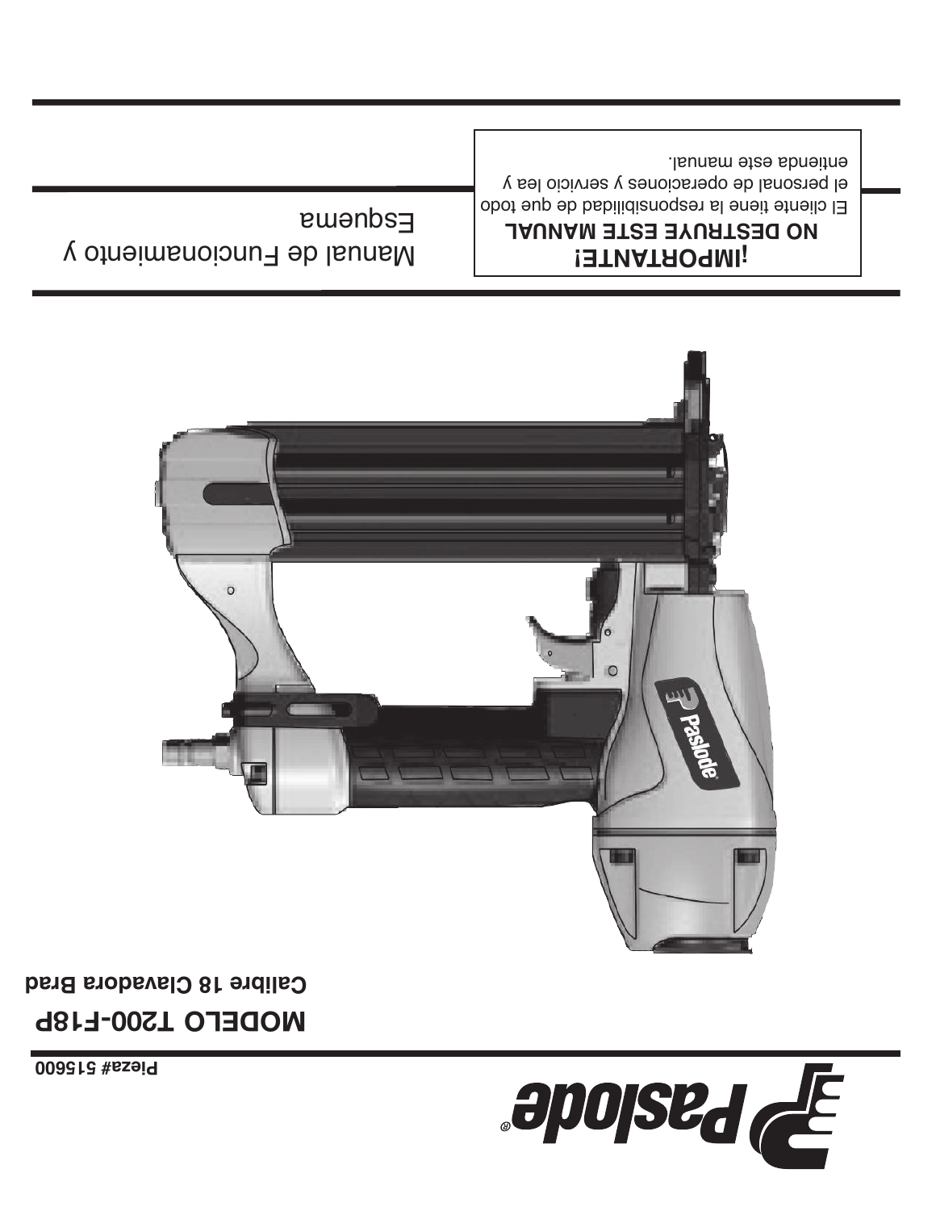# Paslode®

**Pieza# 515600**

## MODELO T200-F18P

**Calibre 18 Clavadora Brad**

Manual de Funcionamiento y Esquema

**¡IMPORTANTE!**
**NO DESTRUYE ESTE MANUAL**
El cliente tiene la responsibilidad de que todo el personal de operaciones y servicio lea y entienda este manual.